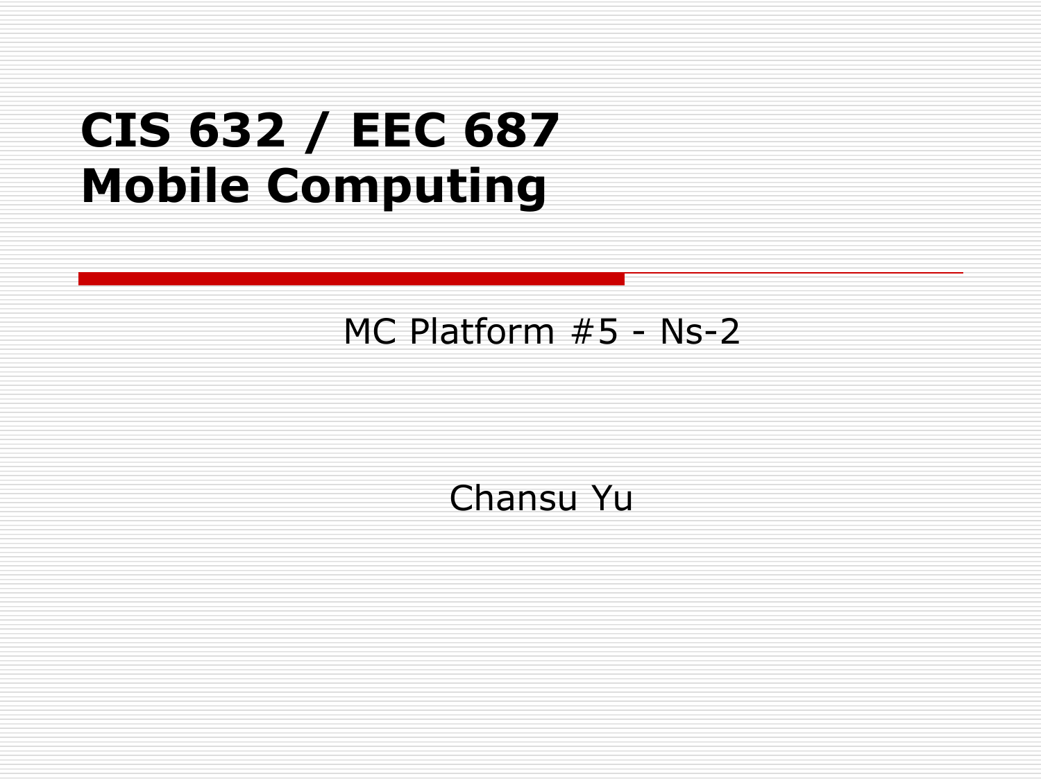# CIS 632 / EEC 687
# Mobile Computing

MC Platform #5 - Ns-2

Chansu Yu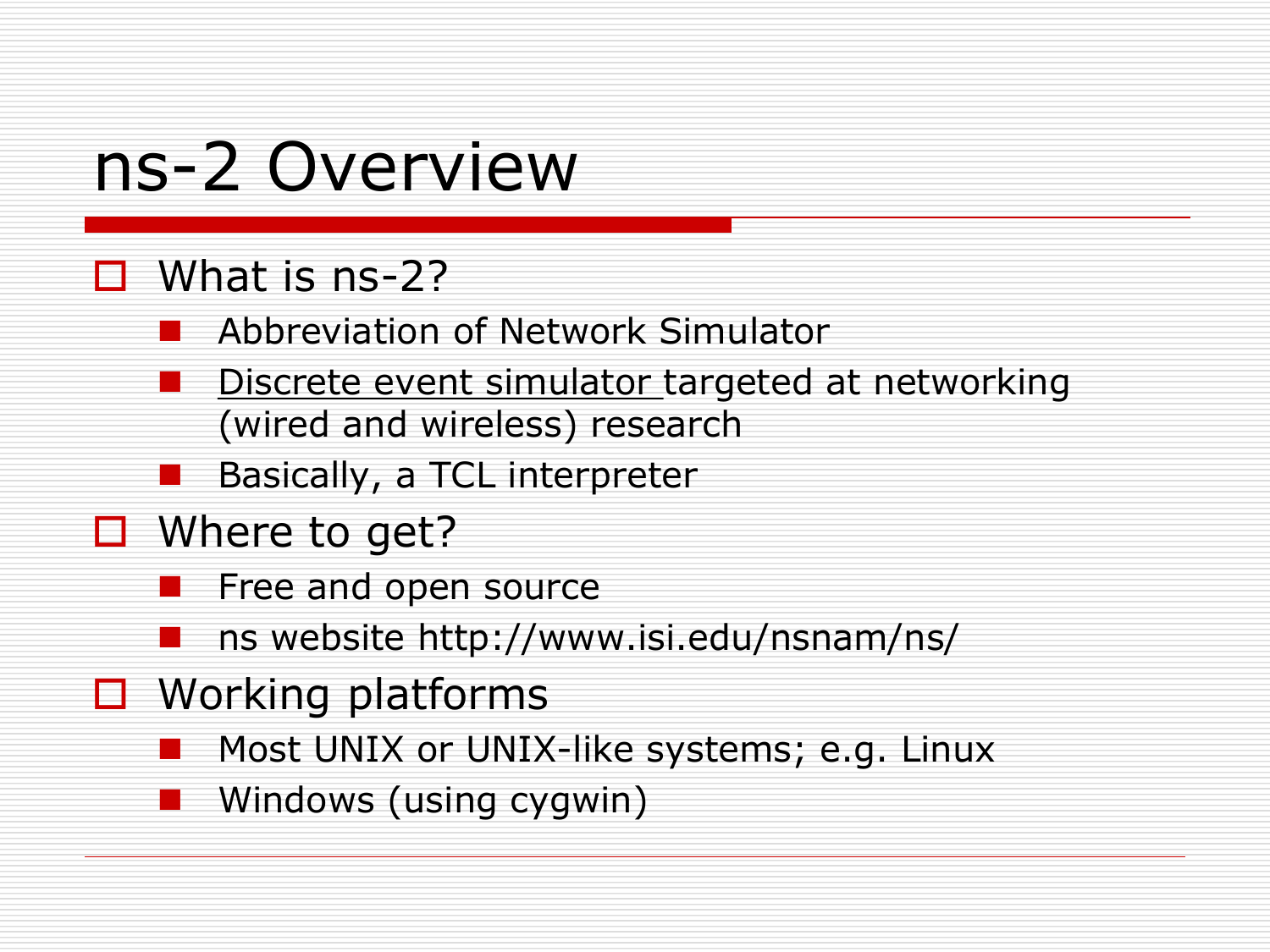# ns-2 Overview

- What is ns-2?
  - Abbreviation of Network Simulator
  - Discrete event simulator targeted at networking (wired and wireless) research
  - Basically, a TCL interpreter
- Where to get?
  - Free and open source
  - ns website http://www.isi.edu/nsnam/ns/
- Working platforms
  - Most UNIX or UNIX-like systems; e.g. Linux
  - Windows (using cygwin)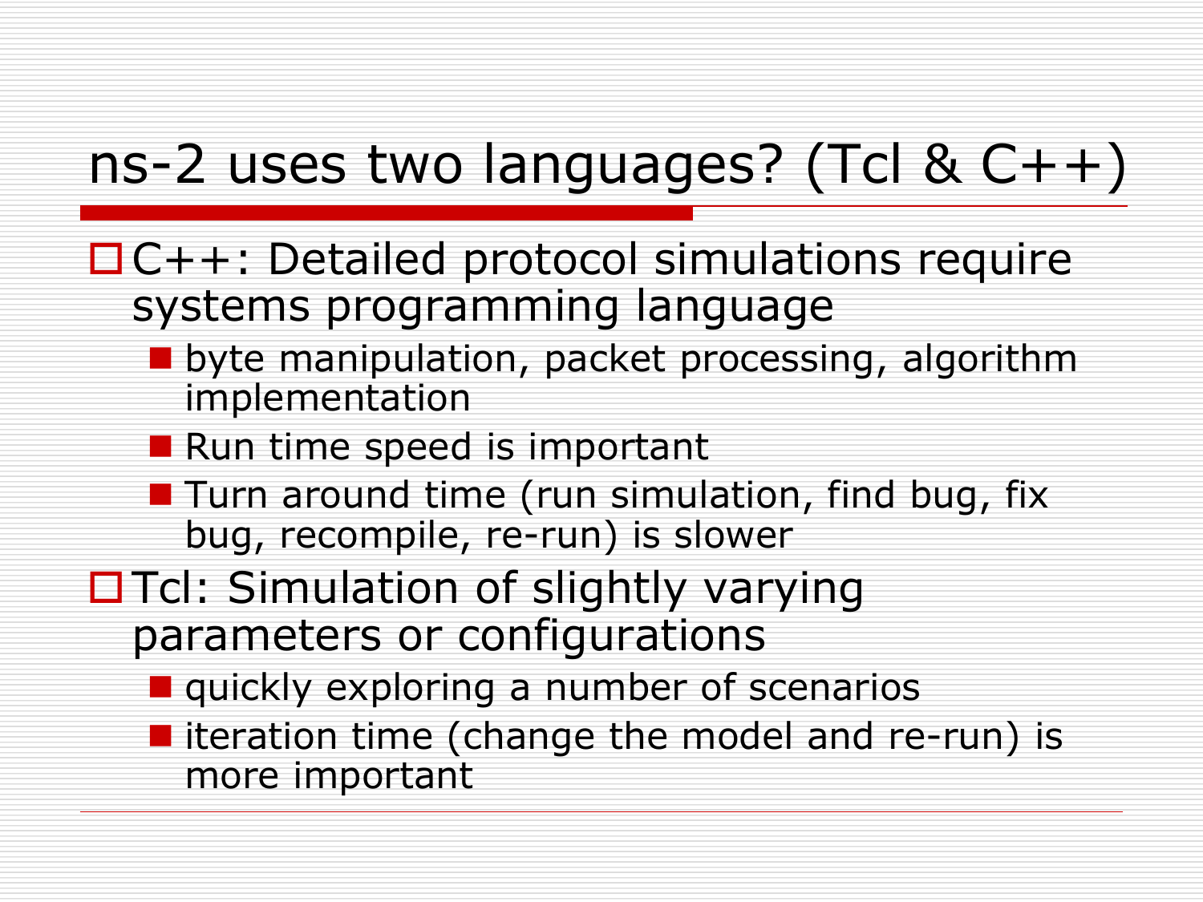# ns-2 uses two languages? (Tcl & C++)

- C++: Detailed protocol simulations require systems programming language
  - byte manipulation, packet processing, algorithm implementation
  - Run time speed is important
  - Turn around time (run simulation, find bug, fix bug, recompile, re-run) is slower
- Tcl: Simulation of slightly varying parameters or configurations
  - quickly exploring a number of scenarios
  - iteration time (change the model and re-run) is more important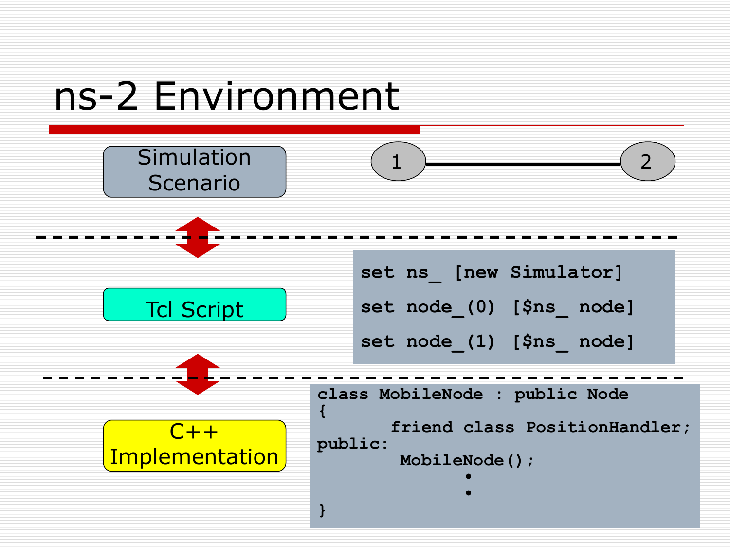# ns-2 Environment

Simulation Scenario

1 — 2

Tcl Script

```
set ns_ [new Simulator]
set node_(0) [$ns_ node]
set node_(1) [$ns_ node]
```

C++ Implementation

```
class MobileNode : public Node
{
        friend class PositionHandler;
public:
         MobileNode();
                 •
                 •
}
```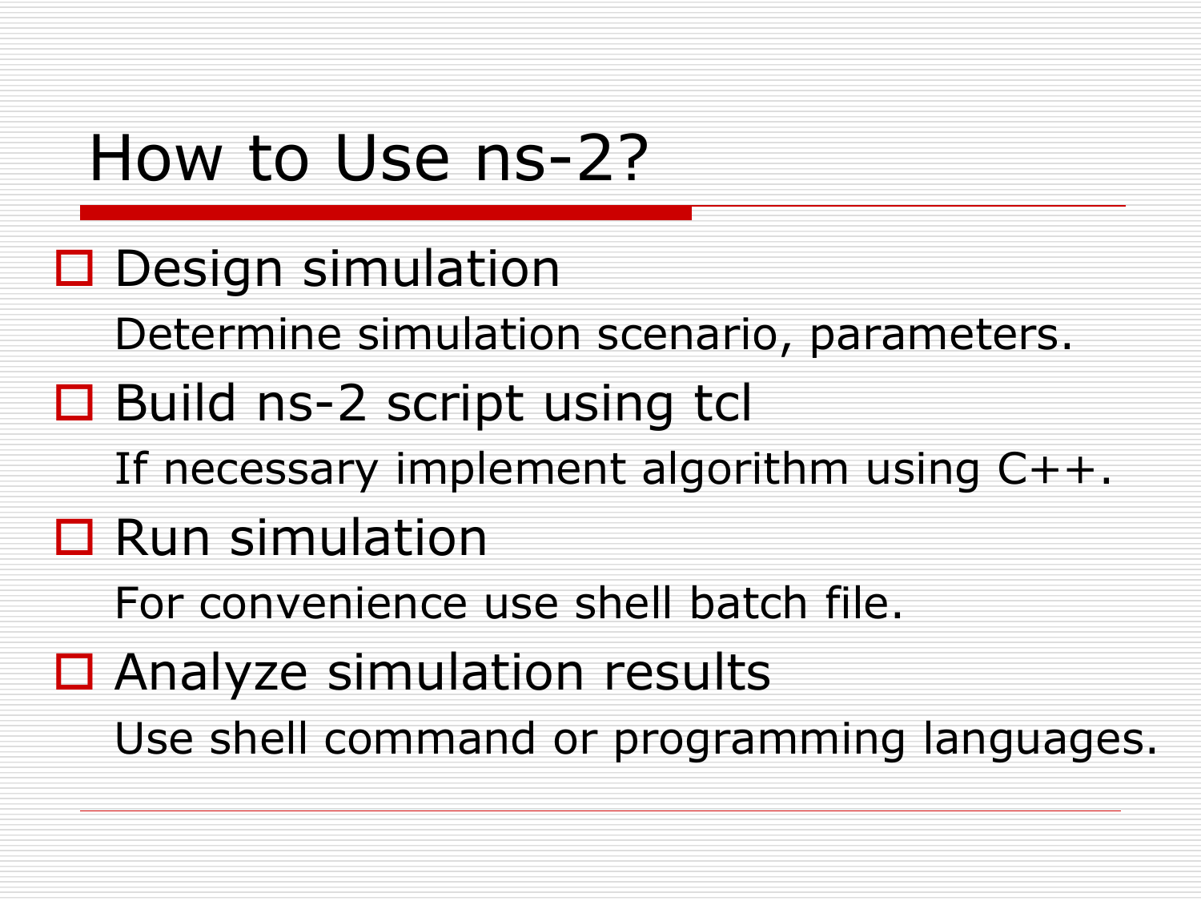# How to Use ns-2?

- Design simulation

  Determine simulation scenario, parameters.

- Build ns-2 script using tcl

  If necessary implement algorithm using C++.

- Run simulation

  For convenience use shell batch file.

- Analyze simulation results

  Use shell command or programming languages.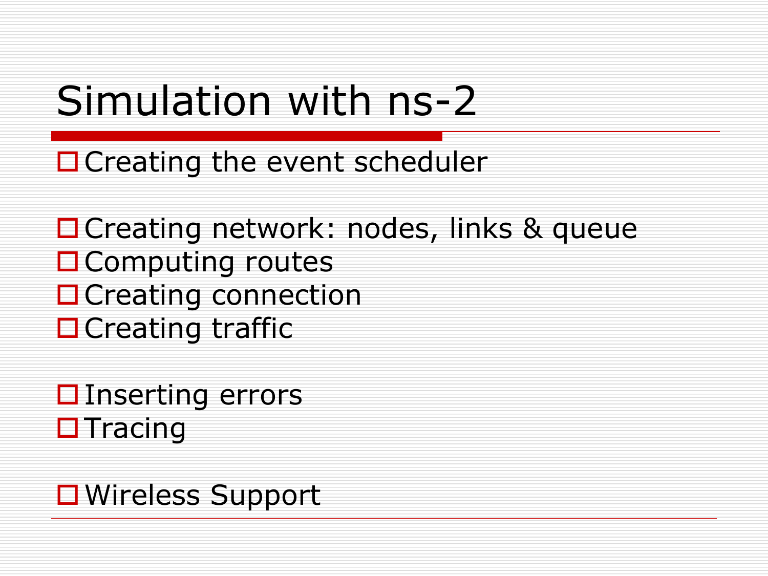# Simulation with ns-2

- Creating the event scheduler

- Creating network: nodes, links & queue
- Computing routes
- Creating connection
- Creating traffic

- Inserting errors
- Tracing

- Wireless Support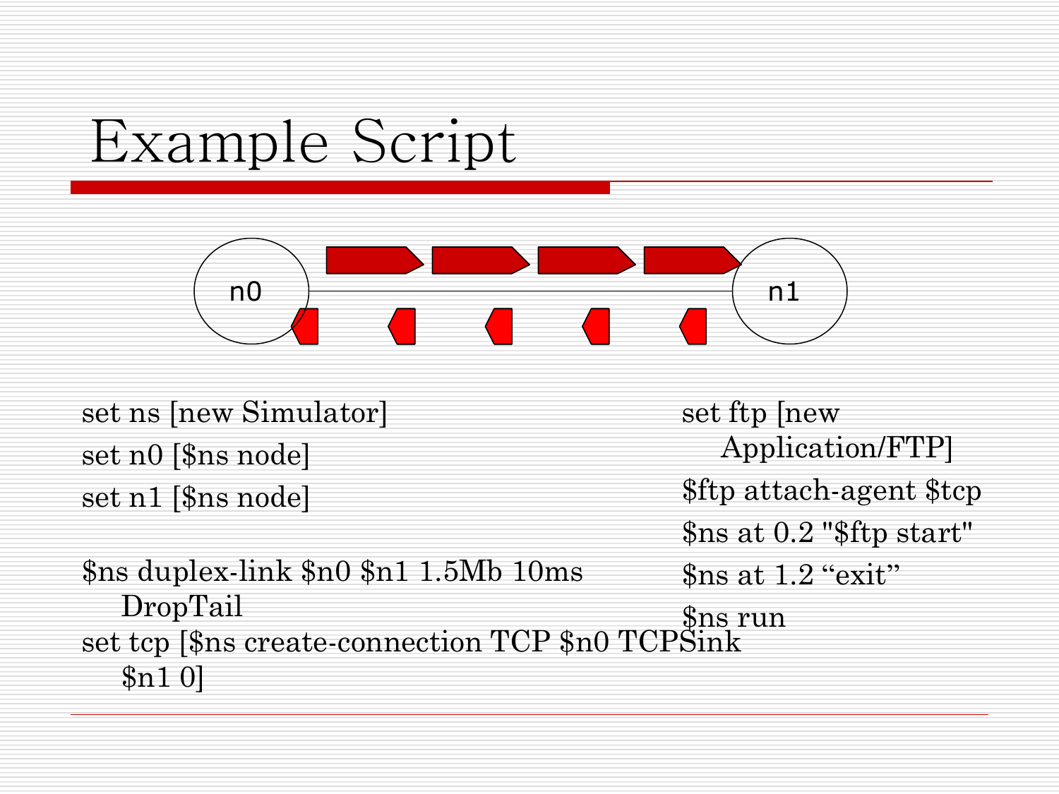# Example Script

```
set ns [new Simulator]
set n0 [$ns node]
set n1 [$ns node]

$ns duplex-link $n0 $n1 1.5Mb 10ms
    DropTail
set tcp [$ns create-connection TCP $n0 TCPSink
    $n1 0]
```

```
set ftp [new
    Application/FTP]
$ftp attach-agent $tcp
$ns at 0.2 "$ftp start"
$ns at 1.2 “exit”
$ns run
```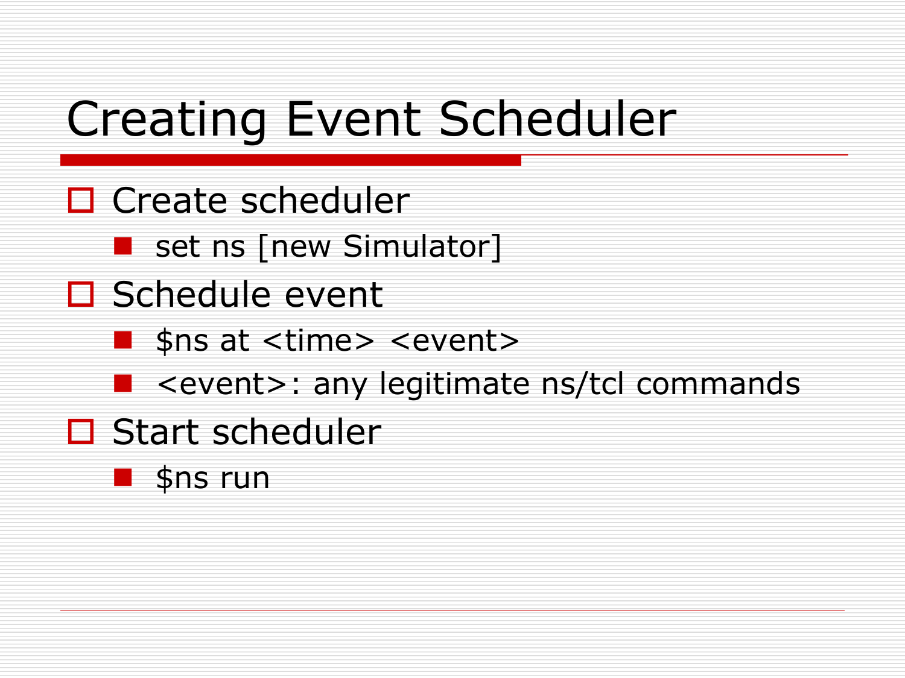# Creating Event Scheduler

- Create scheduler
  - set ns [new Simulator]
- Schedule event
  - $ns at <time> <event>
  - <event>: any legitimate ns/tcl commands
- Start scheduler
  - $ns run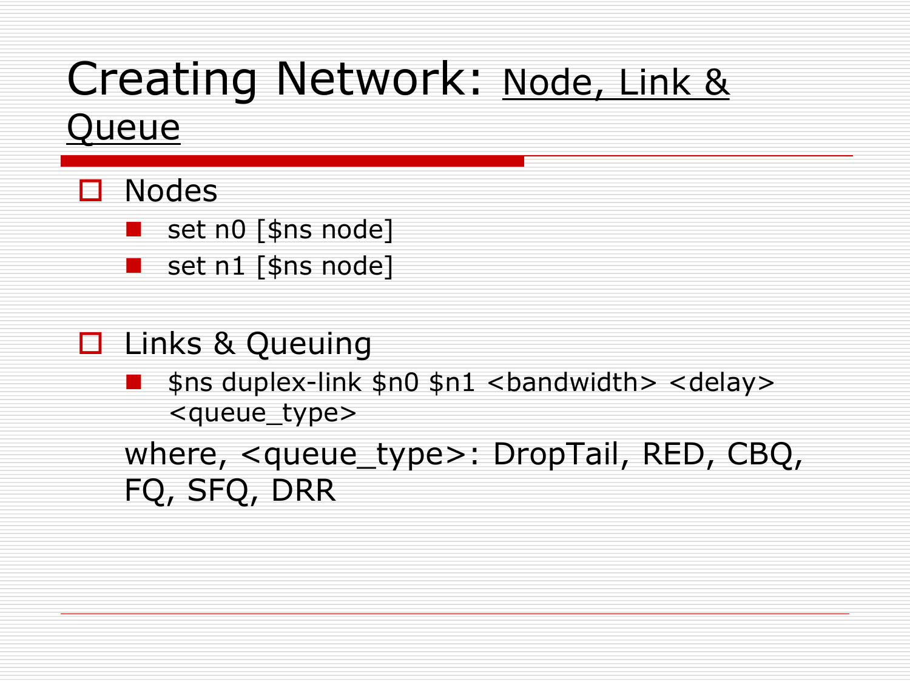# Creating Network: Node, Link & Queue

- Nodes
  - set n0 [$ns node]
  - set n1 [$ns node]

- Links & Queuing
  - $ns duplex-link $n0 $n1 <bandwidth> <delay> <queue_type>

  where, <queue_type>: DropTail, RED, CBQ, FQ, SFQ, DRR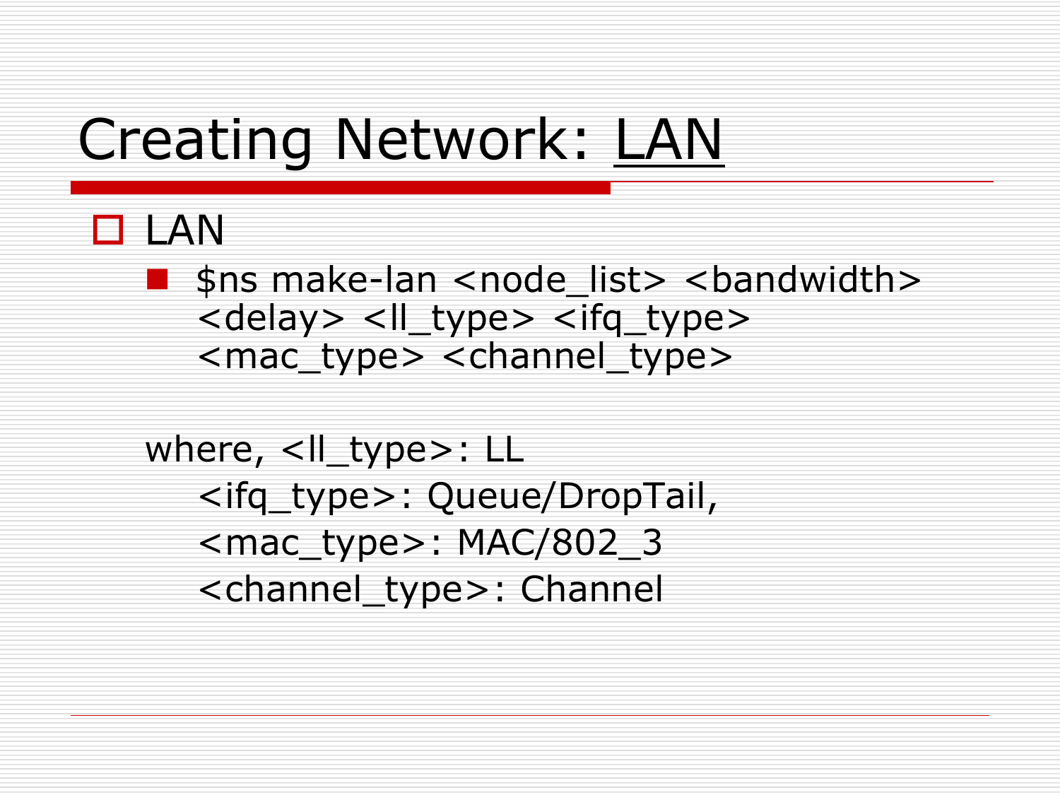# Creating Network: LAN

- LAN
  - $ns make-lan <node_list> <bandwidth> <delay> <ll_type> <ifq_type> <mac_type> <channel_type>

  where, <ll_type>: LL

  <ifq_type>: Queue/DropTail,

  <mac_type>: MAC/802_3

  <channel_type>: Channel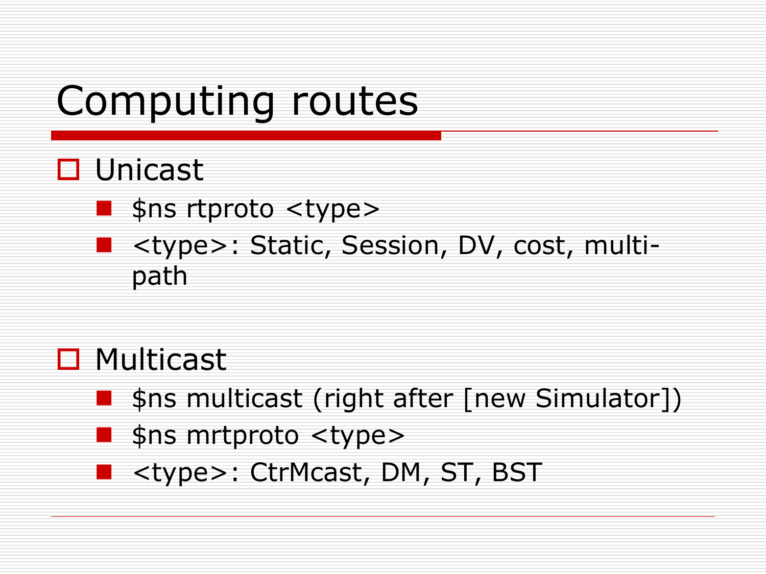# Computing routes

- Unicast
  - $ns rtproto <type>
  - <type>: Static, Session, DV, cost, multi-path
- Multicast
  - $ns multicast (right after [new Simulator])
  - $ns mrtproto <type>
  - <type>: CtrMcast, DM, ST, BST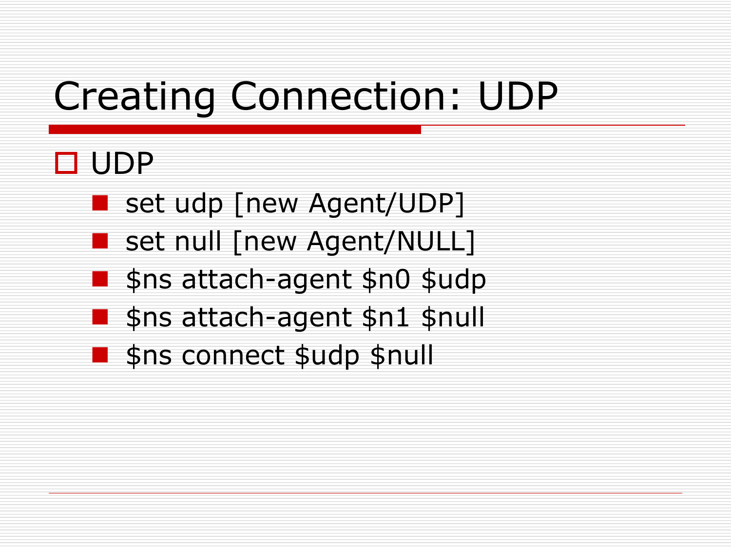# Creating Connection: UDP

- UDP
  - set udp [new Agent/UDP]
  - set null [new Agent/NULL]
  - $ns attach-agent $n0 $udp
  - $ns attach-agent $n1 $null
  - $ns connect $udp $null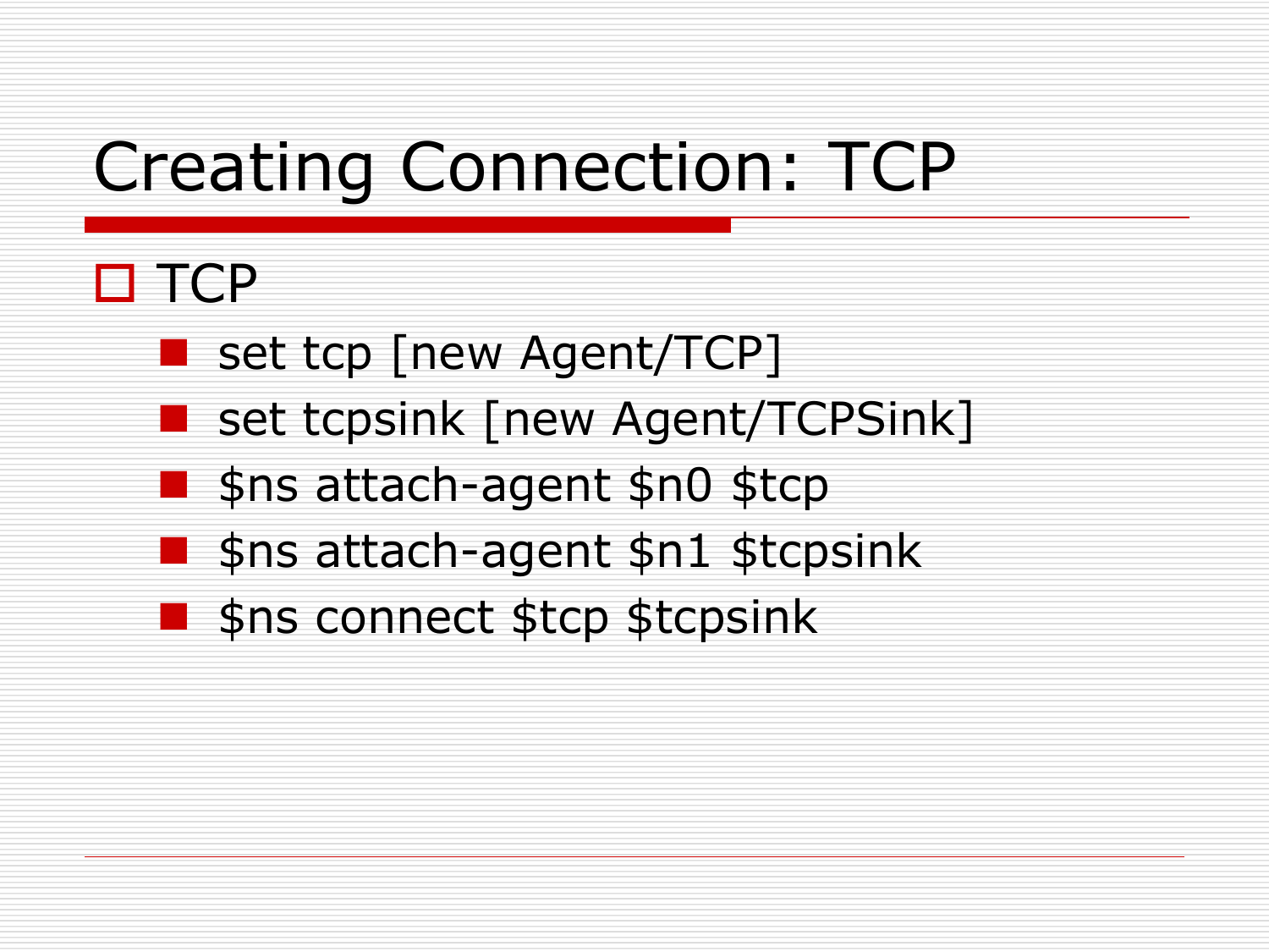# Creating Connection: TCP

- TCP
  - set tcp [new Agent/TCP]
  - set tcpsink [new Agent/TCPSink]
  - $ns attach-agent $n0 $tcp
  - $ns attach-agent $n1 $tcpsink
  - $ns connect $tcp $tcpsink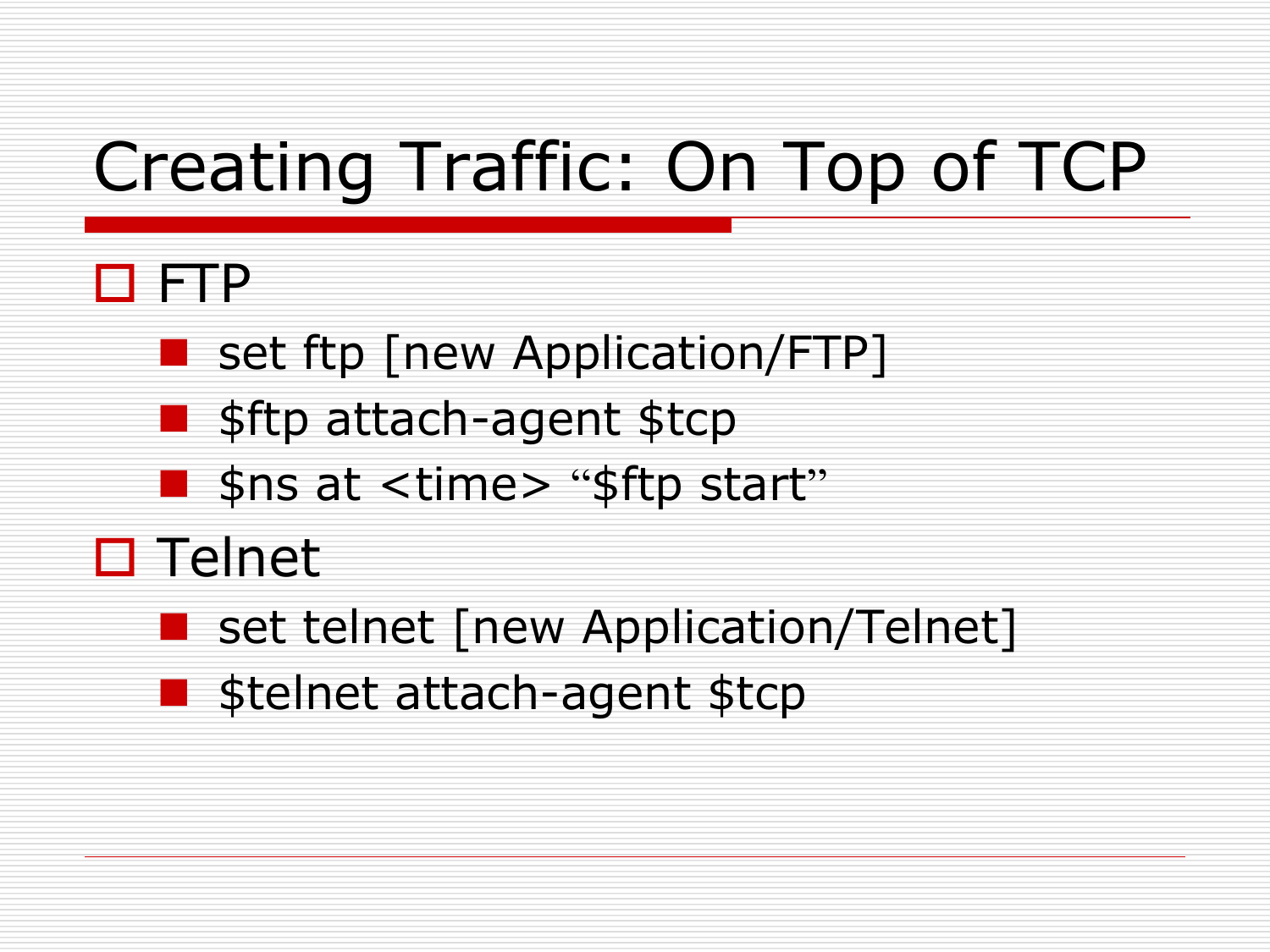# Creating Traffic: On Top of TCP

- FTP
  - set ftp [new Application/FTP]
  - $ftp attach-agent $tcp
  - $ns at <time> "$ftp start"
- Telnet
  - set telnet [new Application/Telnet]
  - $telnet attach-agent $tcp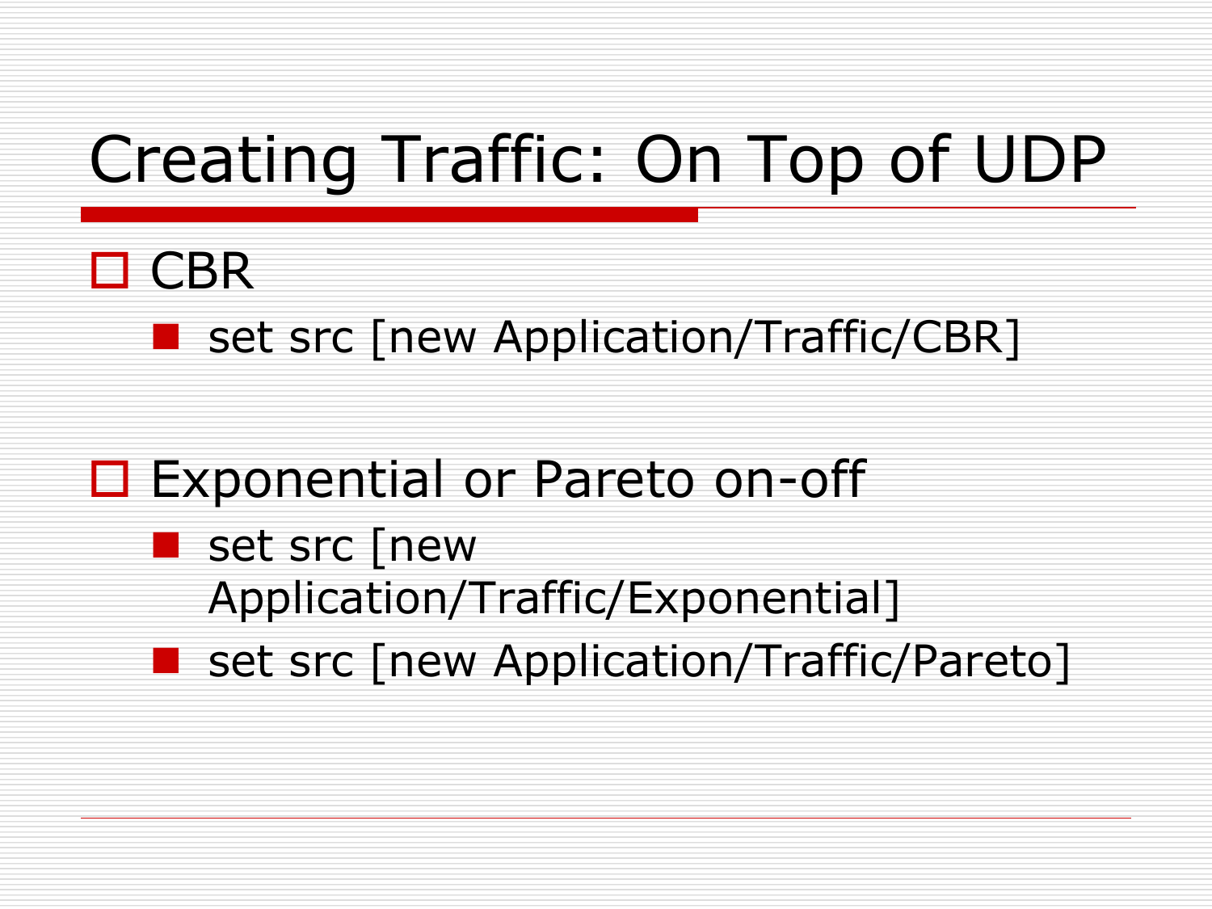# Creating Traffic: On Top of UDP

- CBR
  - set src [new Application/Traffic/CBR]

- Exponential or Pareto on-off
  - set src [new Application/Traffic/Exponential]
  - set src [new Application/Traffic/Pareto]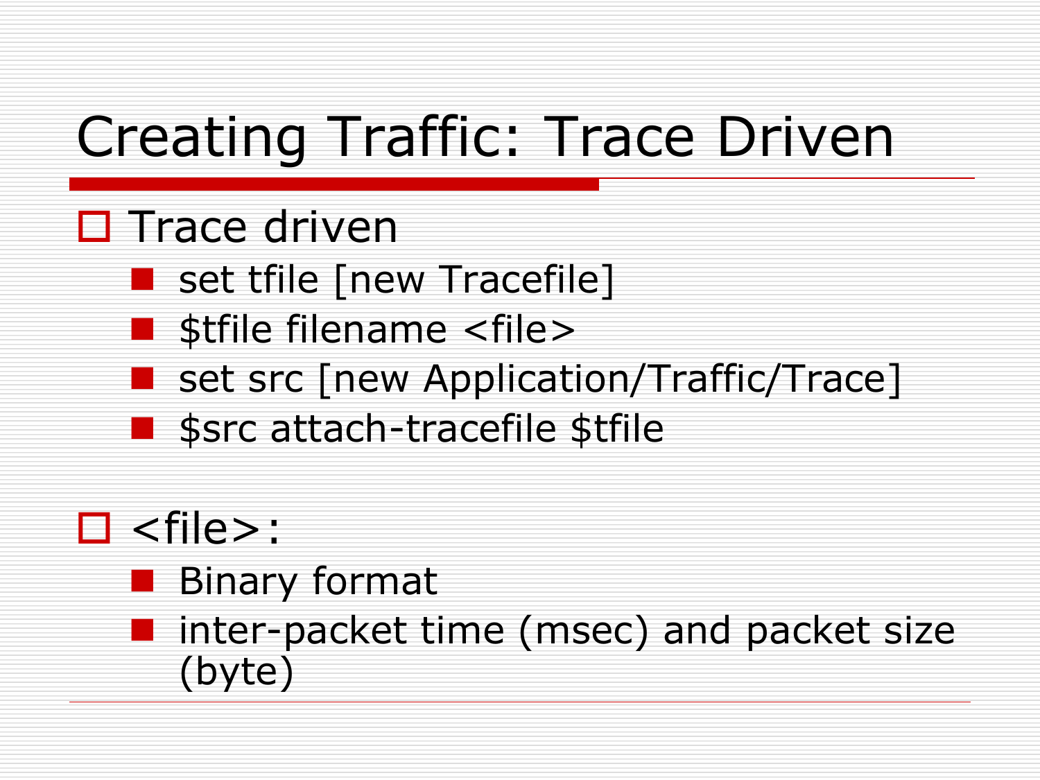# Creating Traffic: Trace Driven

- Trace driven
  - set tfile [new Tracefile]
  - $tfile filename <file>
  - set src [new Application/Traffic/Trace]
  - $src attach-tracefile $tfile

- <file>:
  - Binary format
  - inter-packet time (msec) and packet size (byte)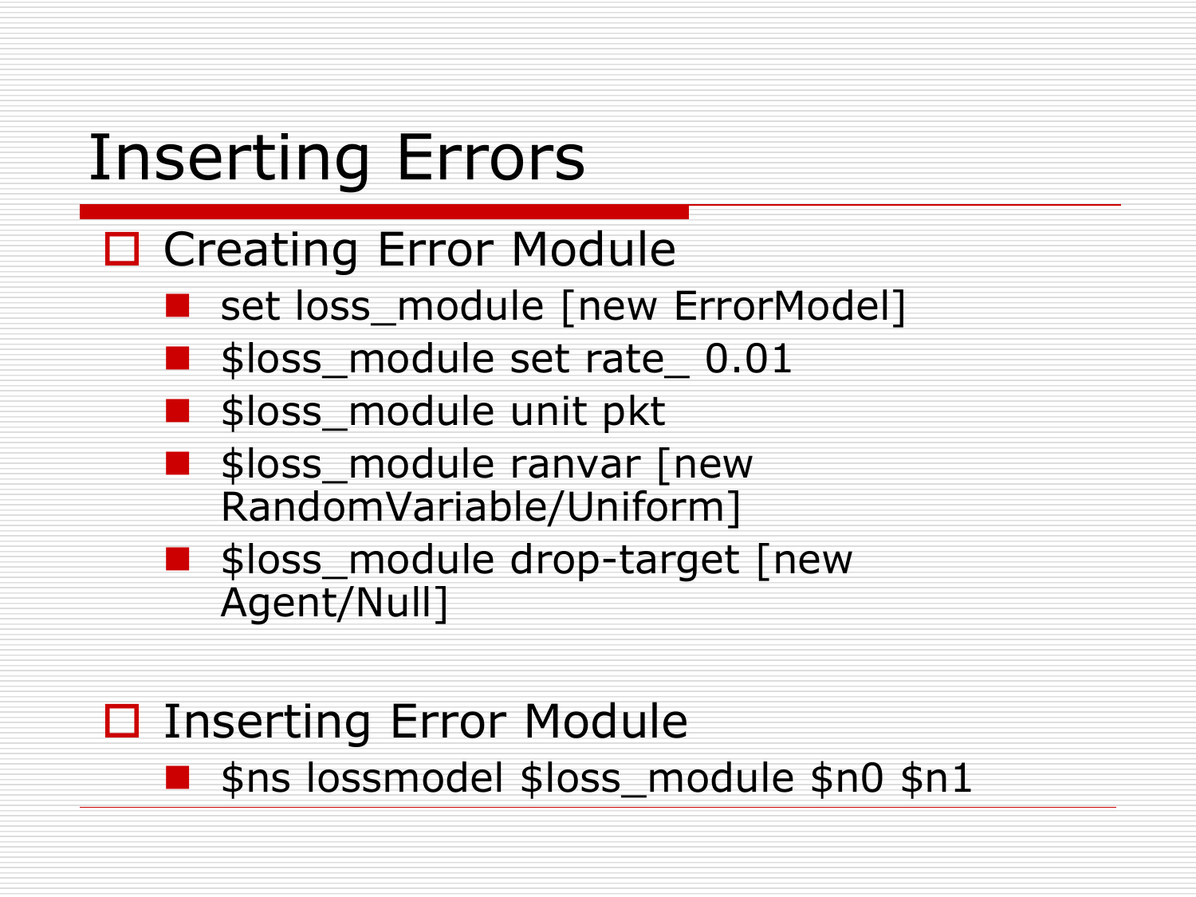# Inserting Errors

- Creating Error Module
  - set loss_module [new ErrorModel]
  - $loss_module set rate_ 0.01
  - $loss_module unit pkt
  - $loss_module ranvar [new RandomVariable/Uniform]
  - $loss_module drop-target [new Agent/Null]

- Inserting Error Module
  - $ns lossmodel $loss_module $n0 $n1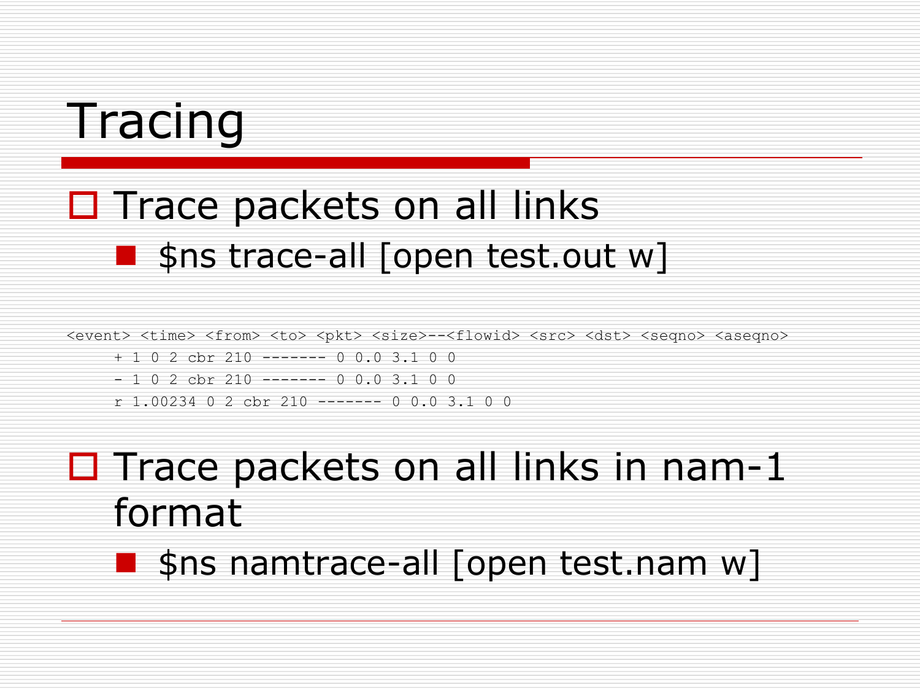# Tracing

- Trace packets on all links
  - $ns trace-all [open test.out w]

```
<event> <time> <from> <to> <pkt> <size>--<flowid> <src> <dst> <seqno> <aseqno>
     + 1 0 2 cbr 210 ------- 0 0.0 3.1 0 0
     - 1 0 2 cbr 210 ------- 0 0.0 3.1 0 0
     r 1.00234 0 2 cbr 210 ------- 0 0.0 3.1 0 0
```

- Trace packets on all links in nam-1 format
  - $ns namtrace-all [open test.nam w]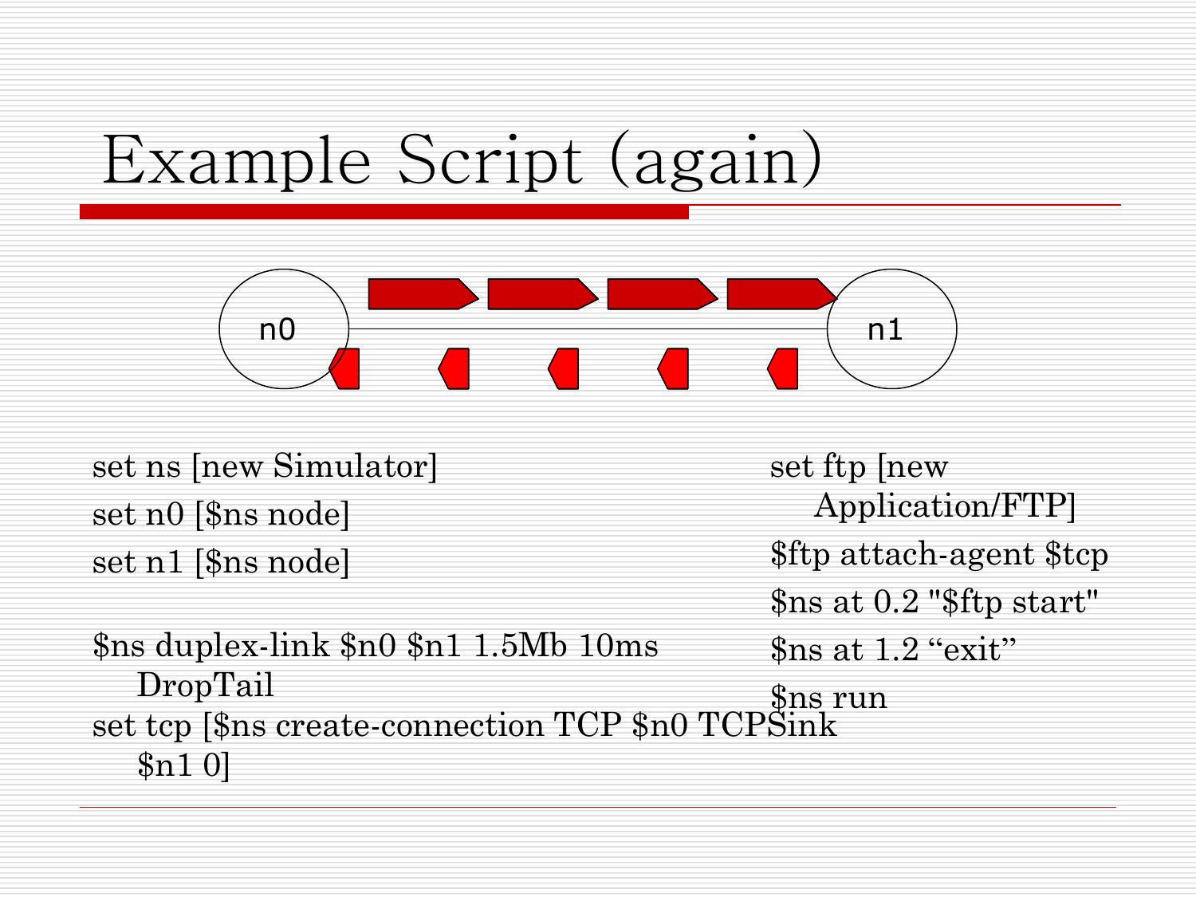# Example Script (again)

```
set ns [new Simulator]
set n0 [$ns node]
set n1 [$ns node]

$ns duplex-link $n0 $n1 1.5Mb 10ms DropTail
set tcp [$ns create-connection TCP $n0 TCPSink $n1 0]

set ftp [new Application/FTP]
$ftp attach-agent $tcp
$ns at 0.2 "$ftp start"
$ns at 1.2 "exit"
$ns run
```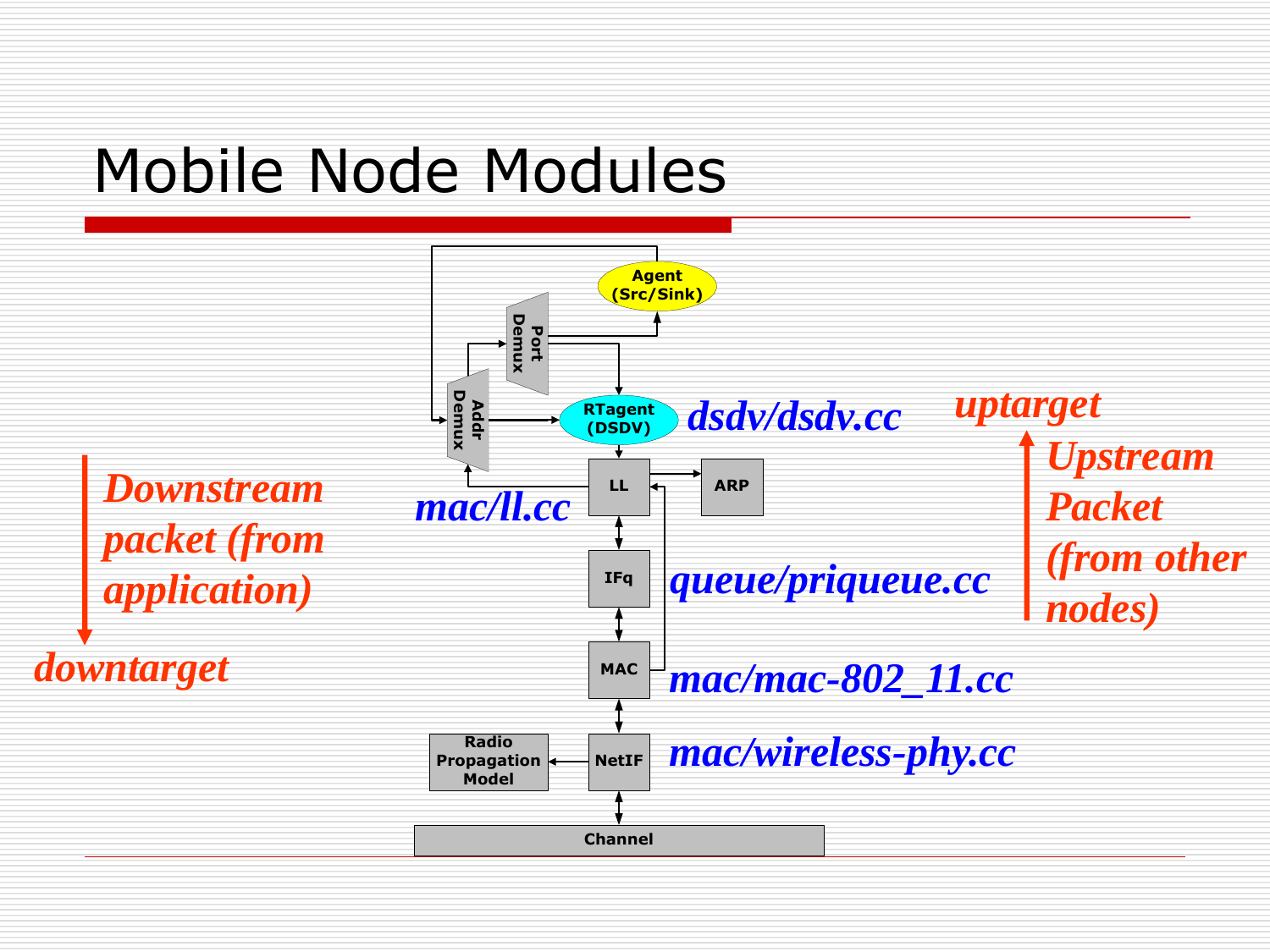# Mobile Node Modules

*Downstream packet (from application)*

*downtarget*

*uptarget*

*Upstream Packet (from other nodes)*

Agent (Src/Sink)

Port Demux

Addr Demux

RTagent (DSDV)

*dsdv/dsdv.cc*

LL

ARP

*mac/ll.cc*

IFq

*queue/priqueue.cc*

MAC

*mac/mac-802_11.cc*

Radio Propagation Model

NetIF

*mac/wireless-phy.cc*

Channel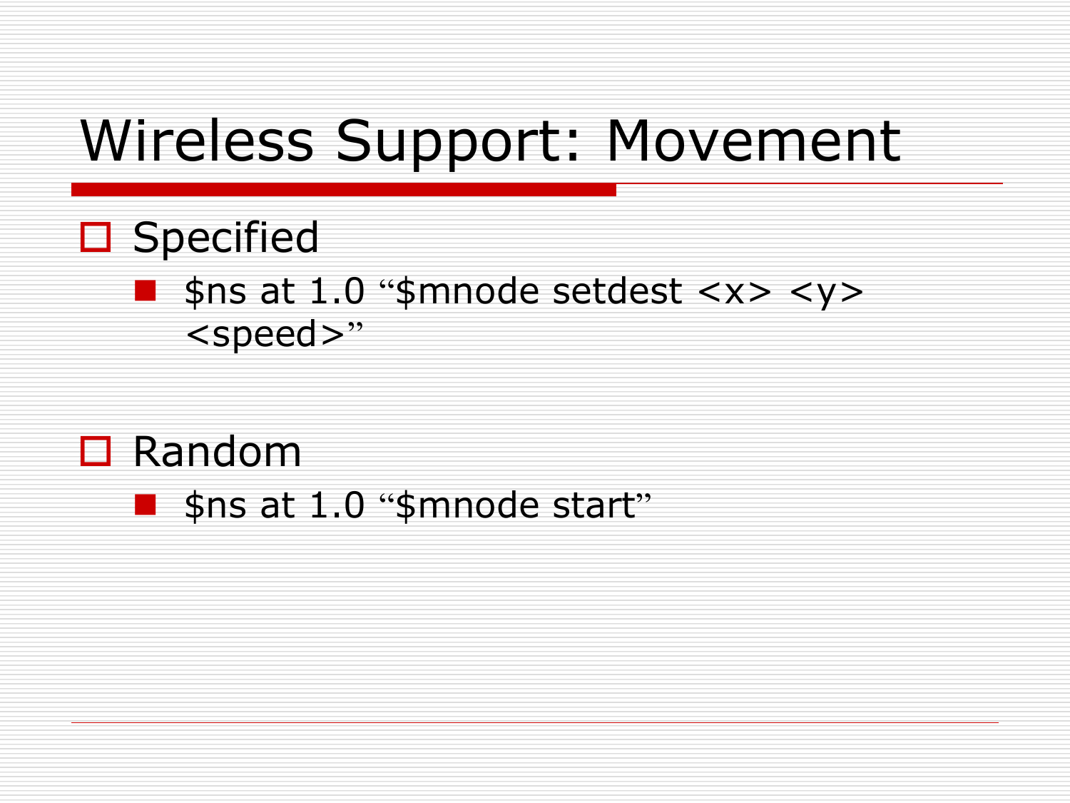# Wireless Support: Movement

- Specified
  - $ns at 1.0 "$mnode setdest <x> <y> <speed>"

- Random
  - $ns at 1.0 "$mnode start"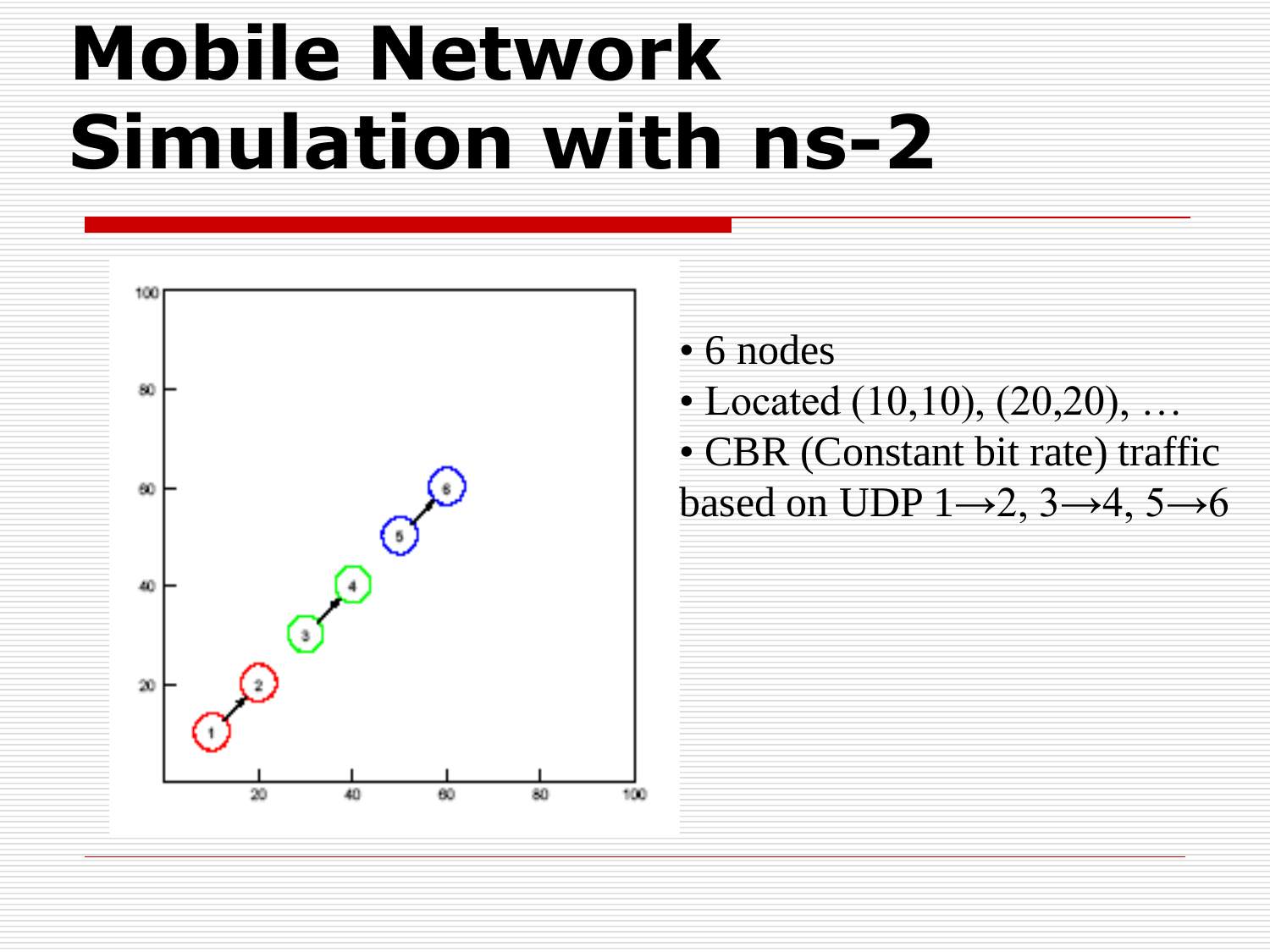# Mobile Network Simulation with ns-2

- 6 nodes
- Located (10,10), (20,20), …
- CBR (Constant bit rate) traffic based on UDP 1→2, 3→4, 5→6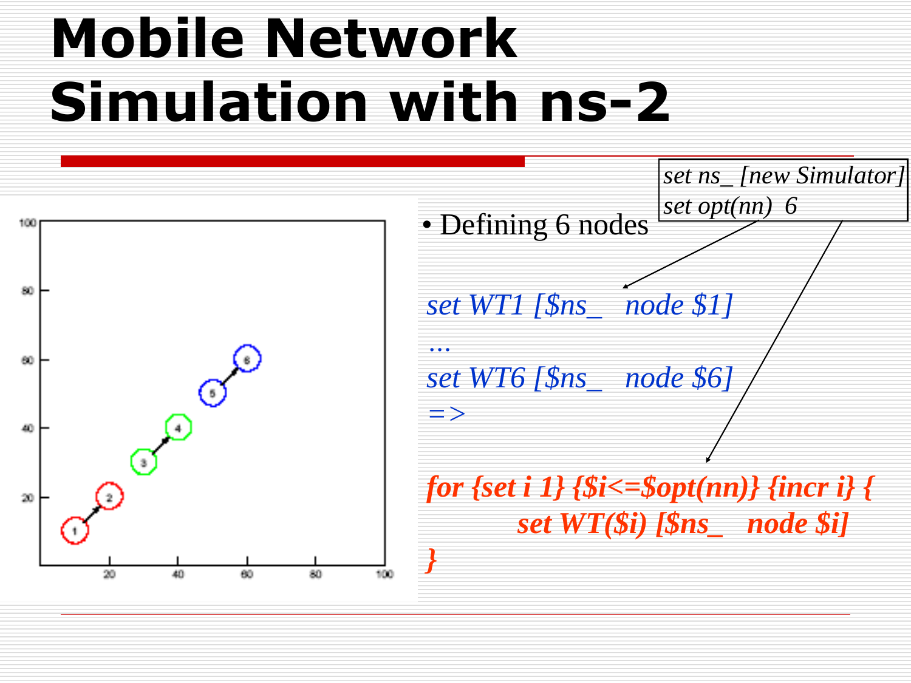# Mobile Network Simulation with ns-2

```
set ns_ [new Simulator]
set opt(nn)  6
```

- Defining 6 nodes

```
set WT1 [$ns_   node $1]
...
set WT6 [$ns_   node $6]
=>
```

```
for {set i 1} {$i<=$opt(nn)} {incr i} {
        set WT($i) [$ns_   node $i]
}
```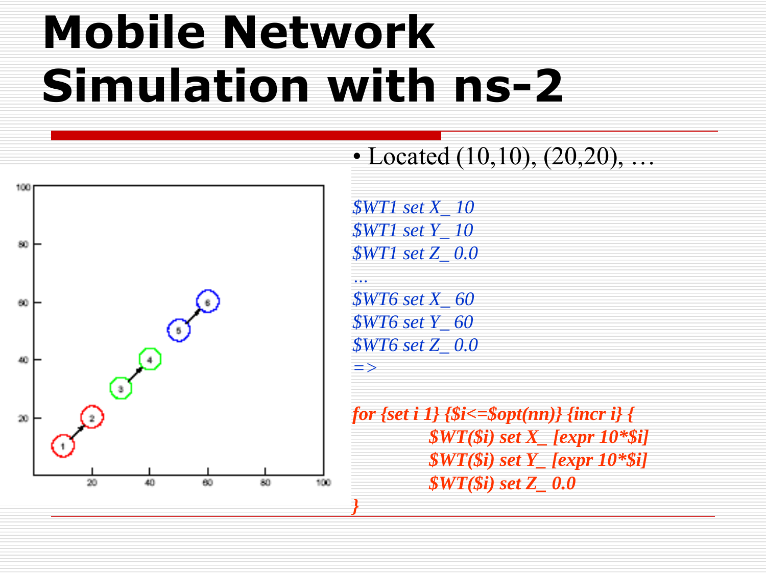# Mobile Network Simulation with ns-2

- Located (10,10), (20,20), …

```
$WT1 set X_ 10
$WT1 set Y_ 10
$WT1 set Z_ 0.0
…
$WT6 set X_ 60
$WT6 set Y_ 60
$WT6 set Z_ 0.0
=>

for {set i 1} {$i<=$opt(nn)} {incr i} {
        $WT($i) set X_ [expr 10*$i]
        $WT($i) set Y_ [expr 10*$i]
        $WT($i) set Z_ 0.0
}
```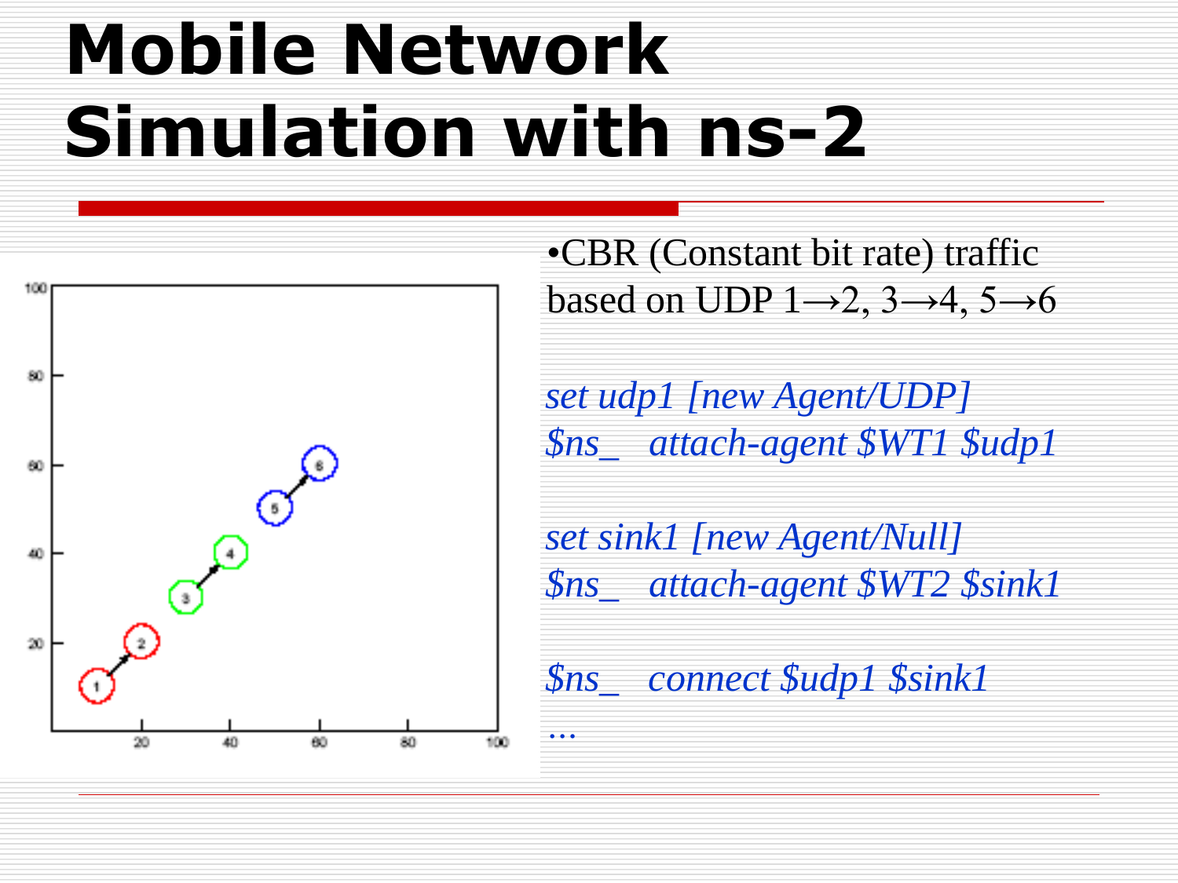# Mobile Network Simulation with ns-2

- CBR (Constant bit rate) traffic based on UDP 1→2, 3→4, 5→6

```
set udp1 [new Agent/UDP]
$ns_   attach-agent $WT1 $udp1

set sink1 [new Agent/Null]
$ns_   attach-agent $WT2 $sink1

$ns_   connect $udp1 $sink1
…
```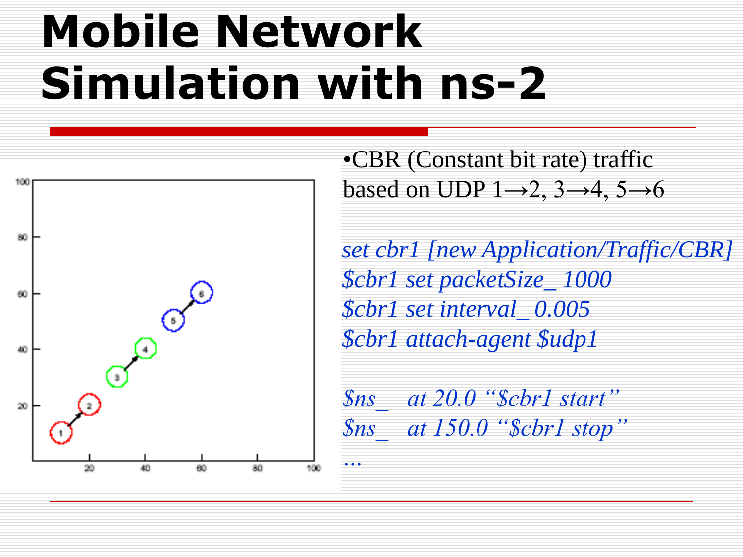# Mobile Network Simulation with ns-2

- CBR (Constant bit rate) traffic based on UDP 1→2, 3→4, 5→6

```
set cbr1 [new Application/Traffic/CBR]
$cbr1 set packetSize_ 1000
$cbr1 set interval_ 0.005
$cbr1 attach-agent $udp1

$ns_   at 20.0 "$cbr1 start"
$ns_   at 150.0 "$cbr1 stop"
…
```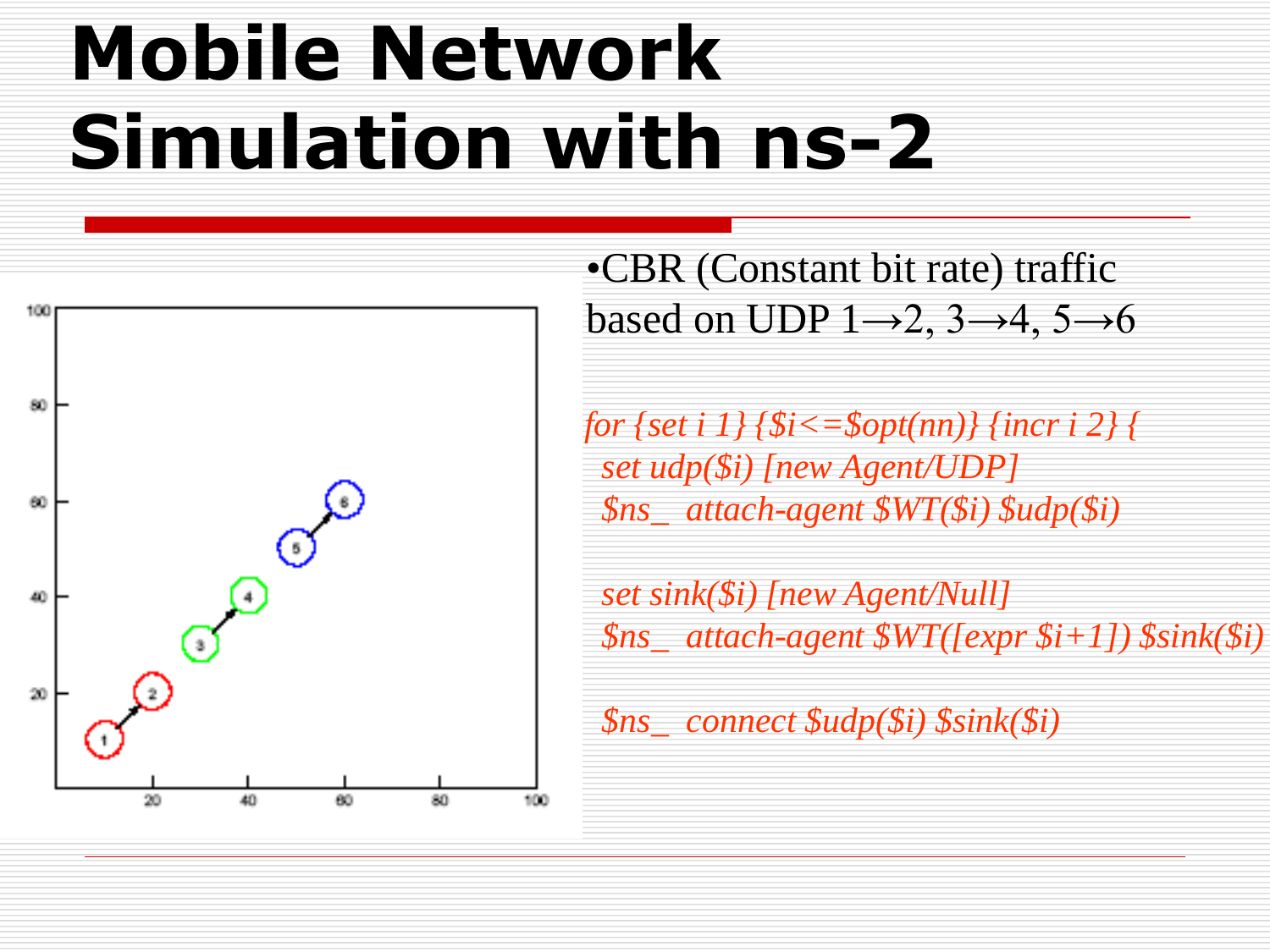# Mobile Network Simulation with ns-2

- CBR (Constant bit rate) traffic based on UDP 1→2, 3→4, 5→6

```
for {set i 1} {$i<=$opt(nn)} {incr i 2} {
  set udp($i) [new Agent/UDP]
  $ns_  attach-agent $WT($i) $udp($i)

  set sink($i) [new Agent/Null]
  $ns_  attach-agent $WT([expr $i+1]) $sink($i)

  $ns_  connect $udp($i) $sink($i)
```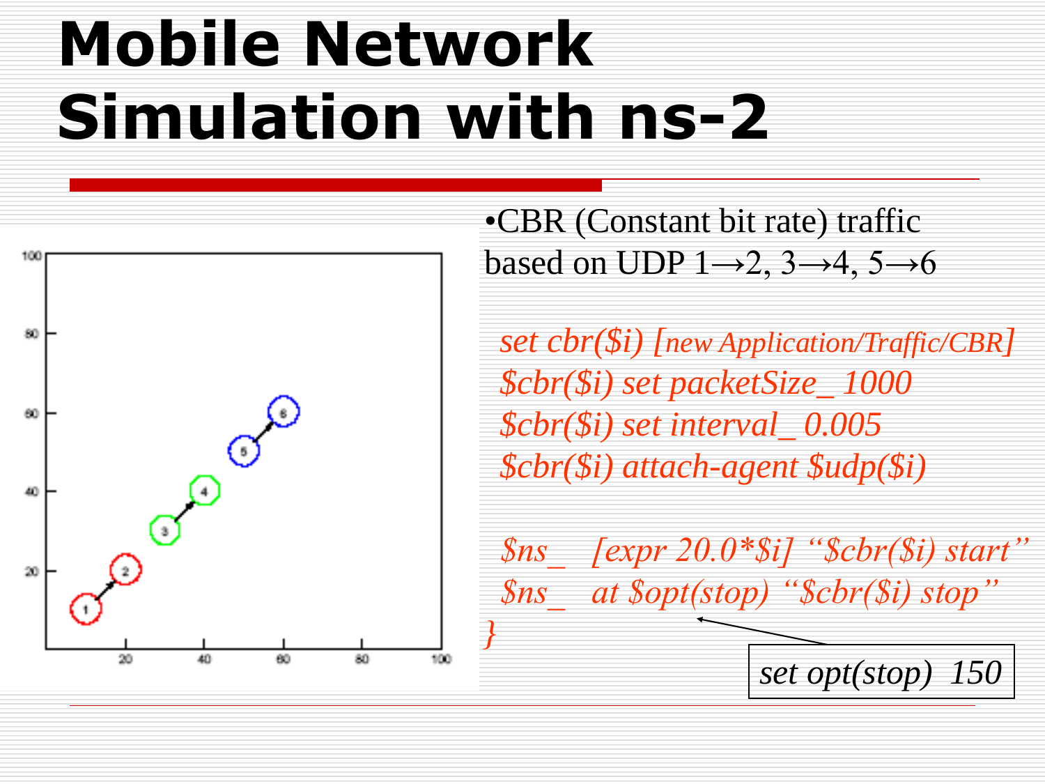# Mobile Network Simulation with ns-2

•CBR (Constant bit rate) traffic based on UDP 1→2, 3→4, 5→6

```
set cbr($i) [new Application/Traffic/CBR]
$cbr($i) set packetSize_ 1000
$cbr($i) set interval_ 0.005
$cbr($i) attach-agent $udp($i)

$ns_  [expr 20.0*$i] "$cbr($i) start"
$ns_  at $opt(stop) "$cbr($i) stop"
}
```

set opt(stop) 150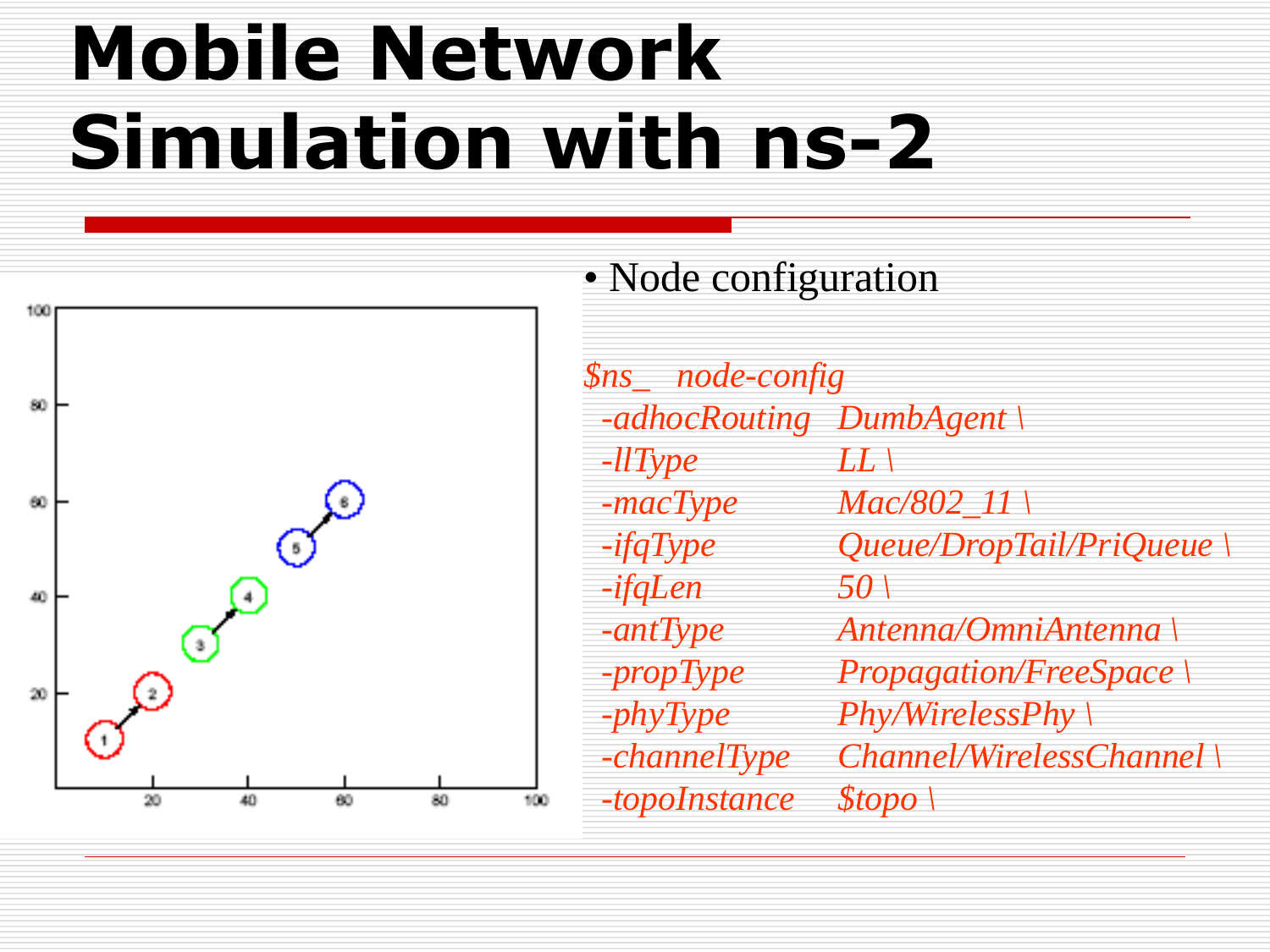# Mobile Network Simulation with ns-2

- Node configuration

```
$ns_  node-config
  -adhocRouting   DumbAgent \
  -llType         LL \
  -macType        Mac/802_11 \
  -ifqType        Queue/DropTail/PriQueue \
  -ifqLen         50 \
  -antType        Antenna/OmniAntenna \
  -propType       Propagation/FreeSpace \
  -phyType        Phy/WirelessPhy \
  -channelType    Channel/WirelessChannel \
  -topoInstance   $topo \
```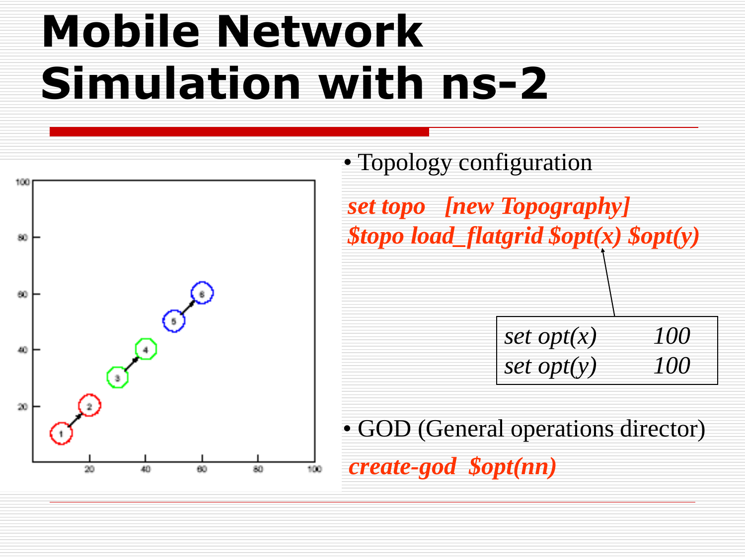# Mobile Network Simulation with ns-2

- Topology configuration

```
set topo   [new Topography]
$topo load_flatgrid $opt(x) $opt(y)
```

```
set opt(x)        100
set opt(y)        100
```

- GOD (General operations director)

```
create-god  $opt(nn)
```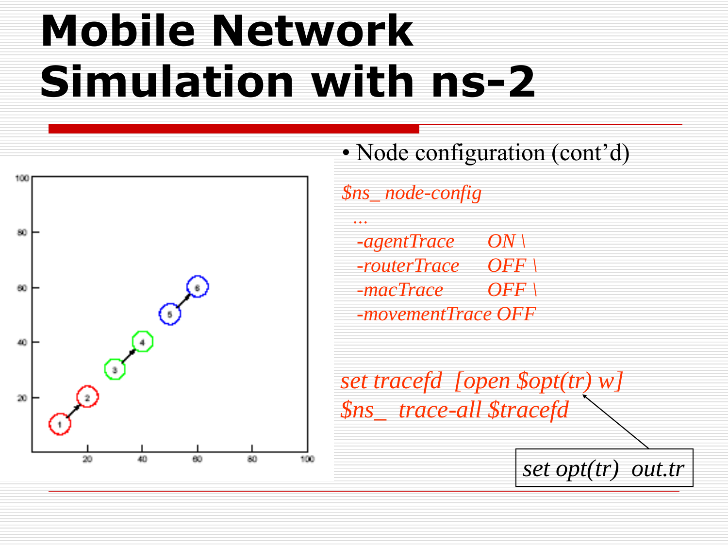# Mobile Network Simulation with ns-2

- Node configuration (cont'd)

```
$ns_ node-config
  ...
  -agentTrace      ON \
  -routerTrace     OFF \
  -macTrace        OFF \
  -movementTrace OFF
```

```
set tracefd  [open $opt(tr) w]
$ns_  trace-all $tracefd
```

```
set opt(tr)  out.tr
```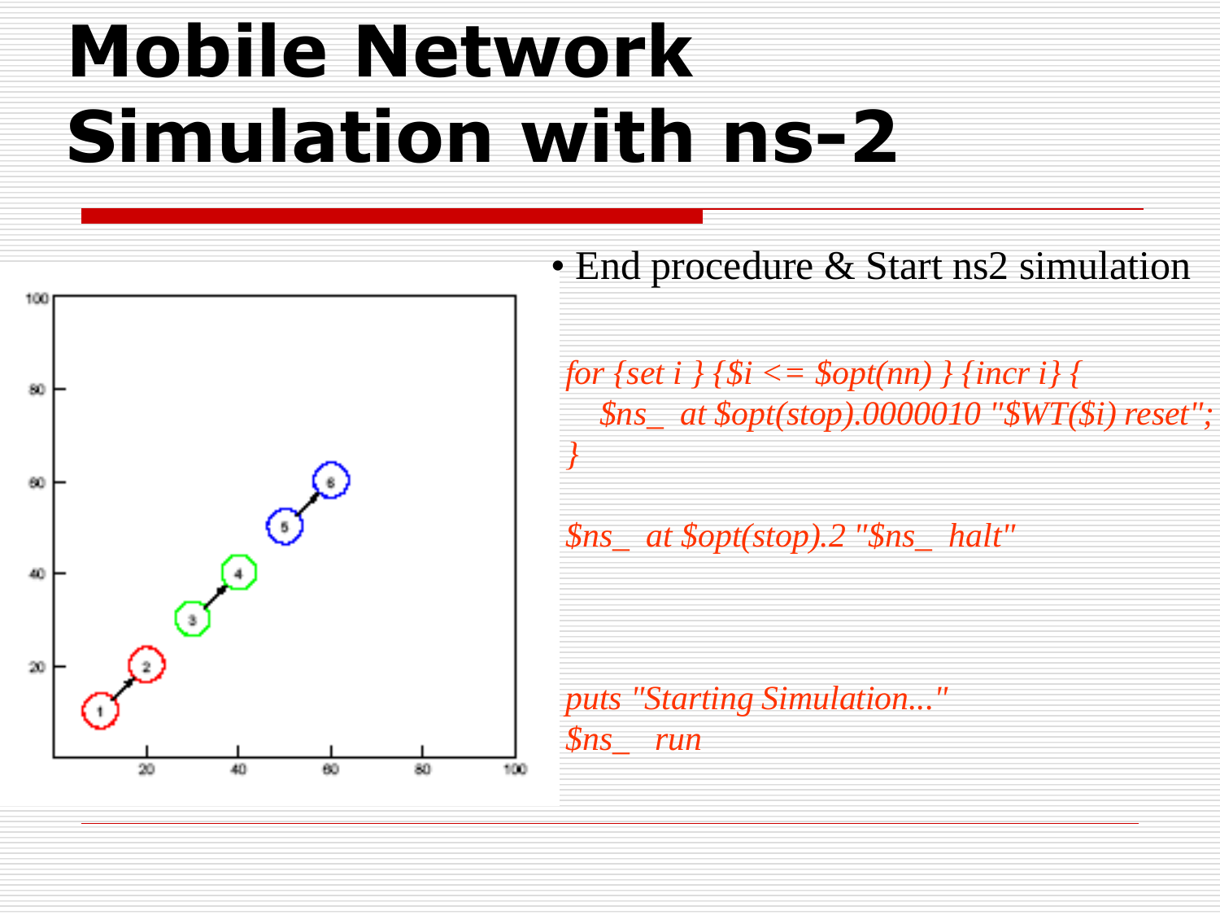# Mobile Network Simulation with ns-2

- End procedure & Start ns2 simulation

```
for {set i } {$i <= $opt(nn) } {incr i} {
    $ns_ at $opt(stop).0000010 "$WT($i) reset";
}

$ns_ at $opt(stop).2 "$ns_ halt"


puts "Starting Simulation..."
$ns_  run
```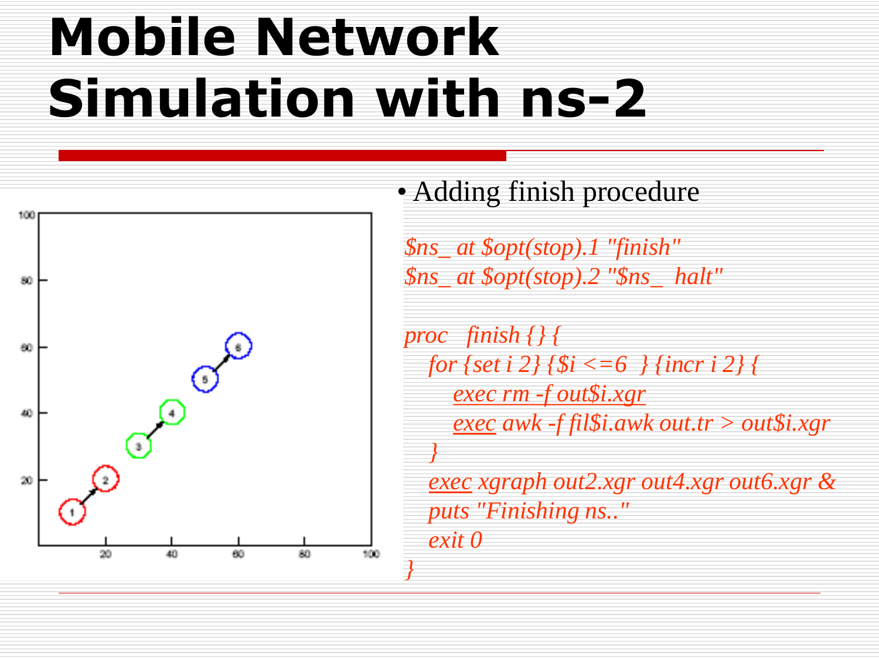# Mobile Network Simulation with ns-2

- Adding finish procedure

```
$ns_ at $opt(stop).1 "finish"
$ns_ at $opt(stop).2 "$ns_ halt"

proc   finish {} {
   for {set i 2} {$i <=6  } {incr i 2} {
      exec rm -f out$i.xgr
      exec awk -f fil$i.awk out.tr > out$i.xgr
   }
   exec xgraph out2.xgr out4.xgr out6.xgr &
   puts "Finishing ns.."
   exit 0
}
```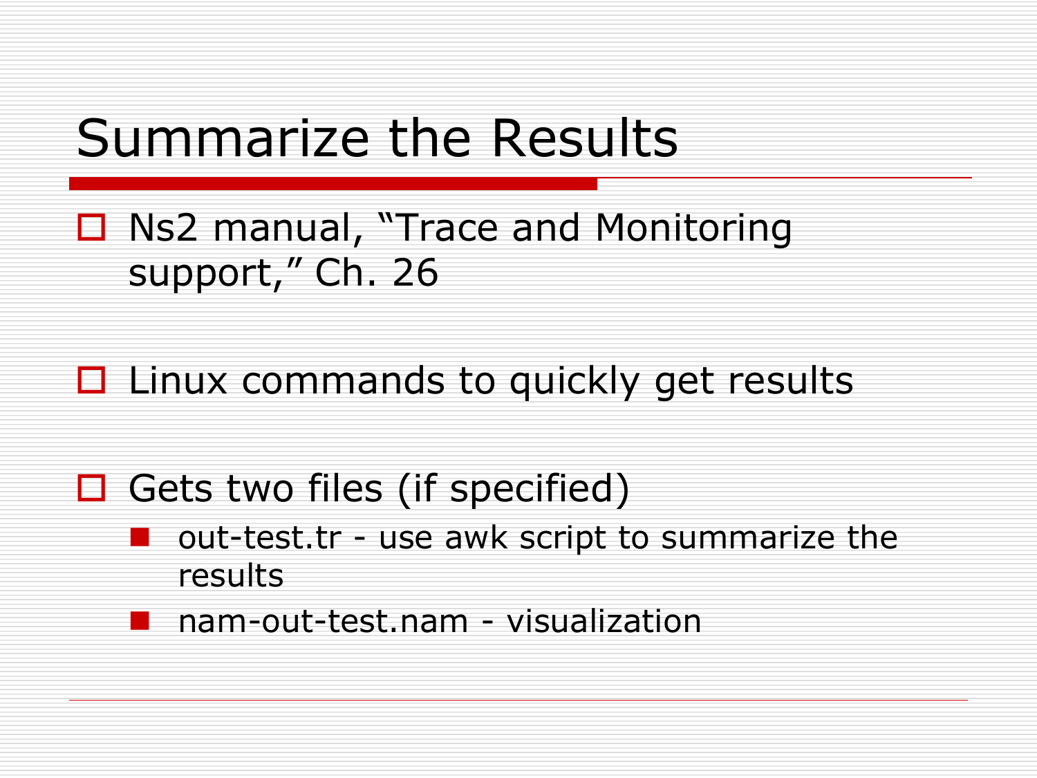# Summarize the Results

- Ns2 manual, "Trace and Monitoring support," Ch. 26
- Linux commands to quickly get results
- Gets two files (if specified)
  - out-test.tr - use awk script to summarize the results
  - nam-out-test.nam - visualization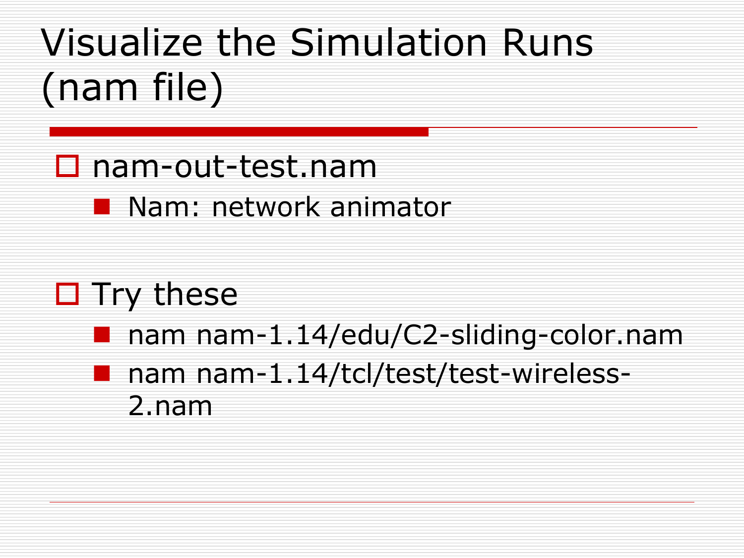# Visualize the Simulation Runs (nam file)

- nam-out-test.nam
  - Nam: network animator
- Try these
  - nam nam-1.14/edu/C2-sliding-color.nam
  - nam nam-1.14/tcl/test/test-wireless-2.nam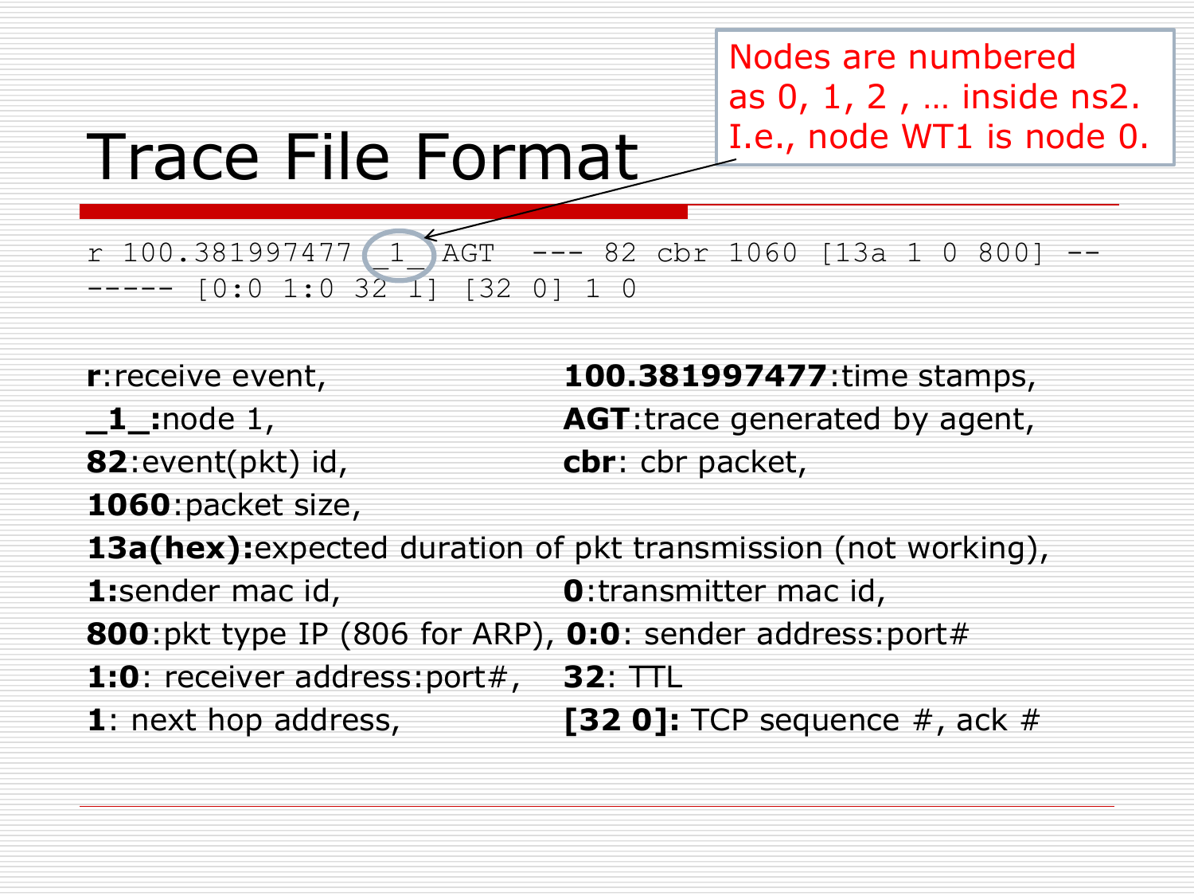# Trace File Format

Nodes are numbered as 0, 1, 2 , … inside ns2. I.e., node WT1 is node 0.

```
r 100.381997477 _1_ AGT  --- 82 cbr 1060 [13a 1 0 800] --
----- [0:0 1:0 32 1] [32 0] 1 0
```

**r**:receive event, **100.381997477**:time stamps,

**_1_:**node 1, **AGT**:trace generated by agent,

**82**:event(pkt) id, **cbr**: cbr packet,

**1060**:packet size,

**13a(hex):**expected duration of pkt transmission (not working),

**1:**sender mac id, **0**:transmitter mac id,

**800**:pkt type IP (806 for ARP), **0:0**: sender address:port#

**1:0**: receiver address:port#, **32**: TTL

**1**: next hop address, **[32 0]:** TCP sequence #, ack #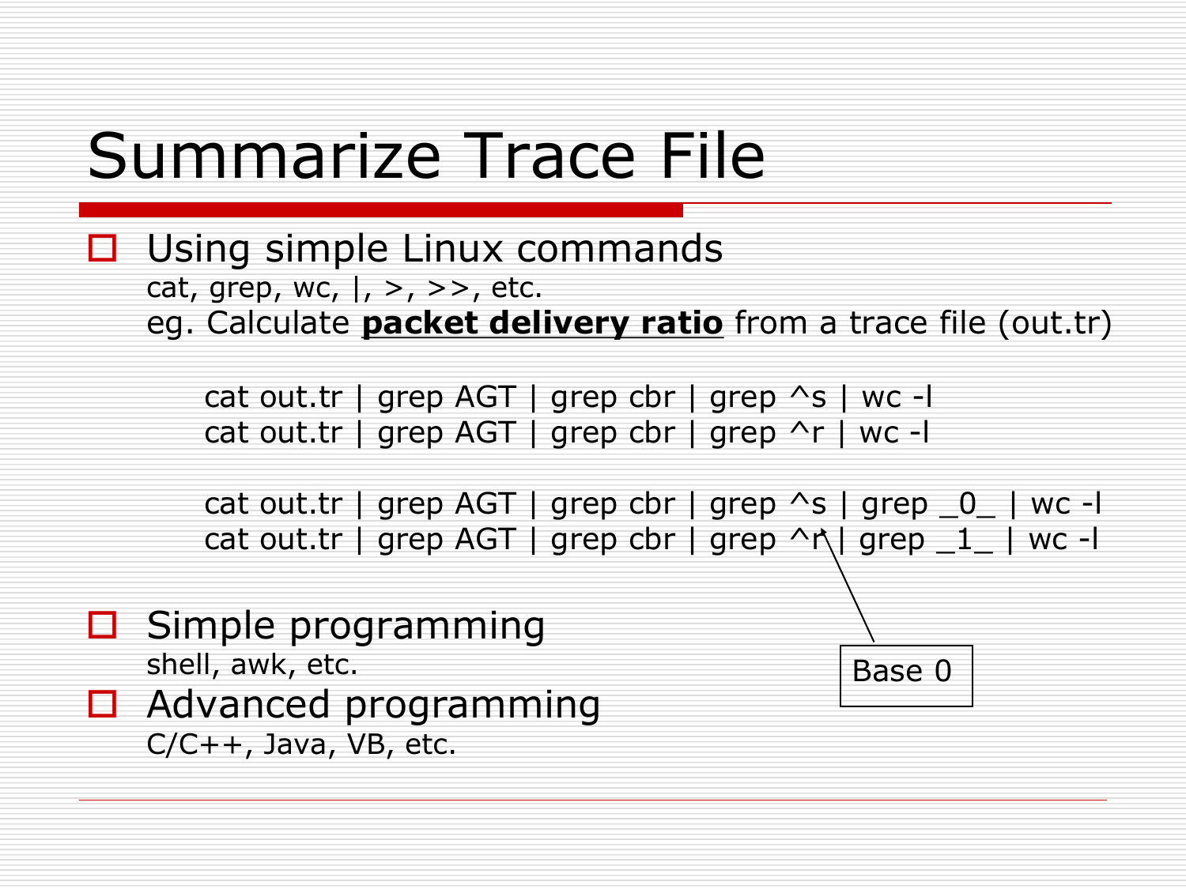# Summarize Trace File

- Using simple Linux commands
  cat, grep, wc, |, >, >>, etc.
  eg. Calculate **packet delivery ratio** from a trace file (out.tr)

```
cat out.tr | grep AGT | grep cbr | grep ^s | wc -l
cat out.tr | grep AGT | grep cbr | grep ^r | wc -l

cat out.tr | grep AGT | grep cbr | grep ^s | grep _0_ | wc -l
cat out.tr | grep AGT | grep cbr | grep ^r | grep _1_ | wc -l
```

Base 0

- Simple programming
  shell, awk, etc.
- Advanced programming
  C/C++, Java, VB, etc.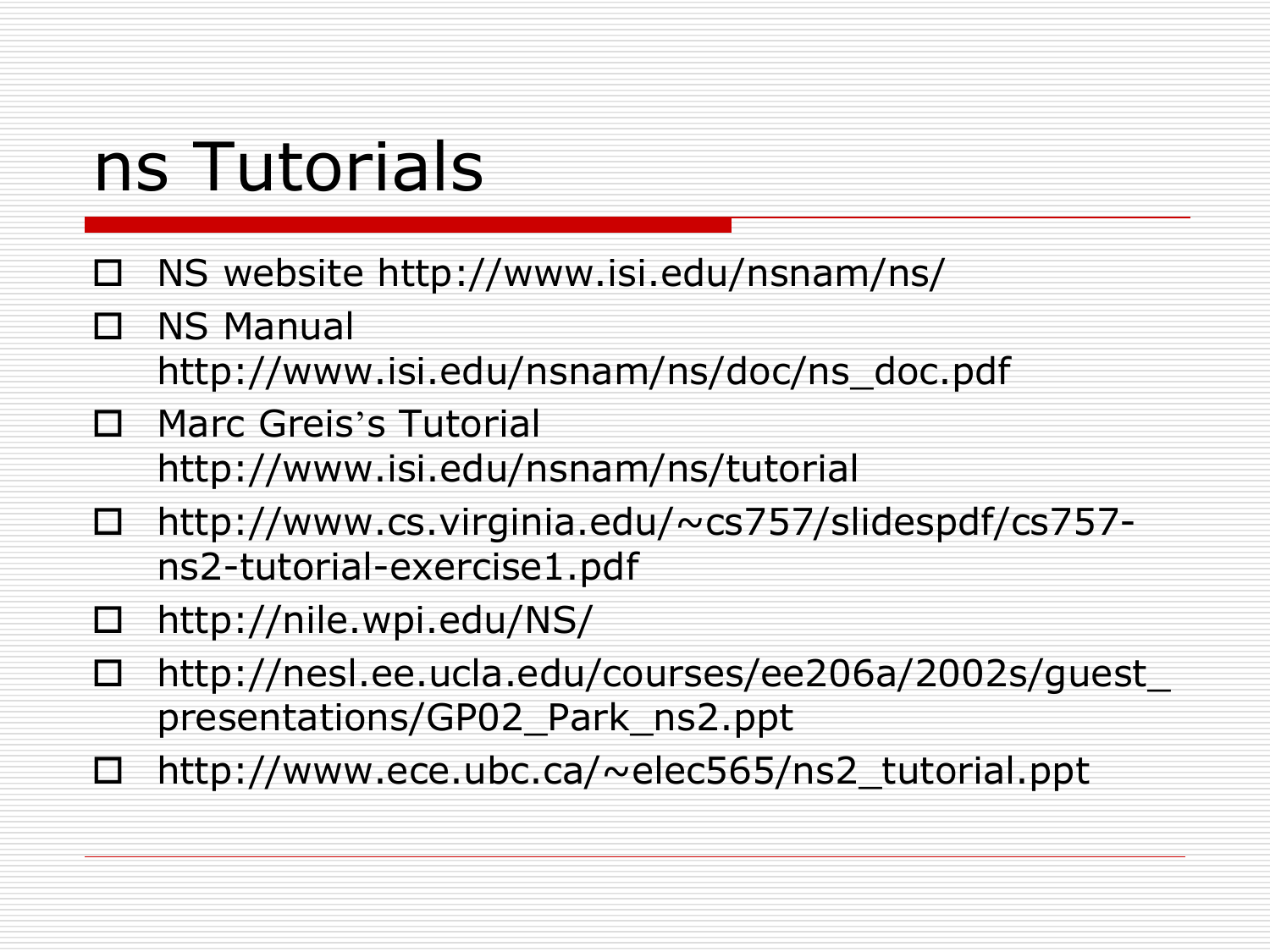# ns Tutorials

- NS website http://www.isi.edu/nsnam/ns/
- NS Manual http://www.isi.edu/nsnam/ns/doc/ns_doc.pdf
- Marc Greis's Tutorial http://www.isi.edu/nsnam/ns/tutorial
- http://www.cs.virginia.edu/~cs757/slidespdf/cs757-ns2-tutorial-exercise1.pdf
- http://nile.wpi.edu/NS/
- http://nesl.ee.ucla.edu/courses/ee206a/2002s/guest_presentations/GP02_Park_ns2.ppt
- http://www.ece.ubc.ca/~elec565/ns2_tutorial.ppt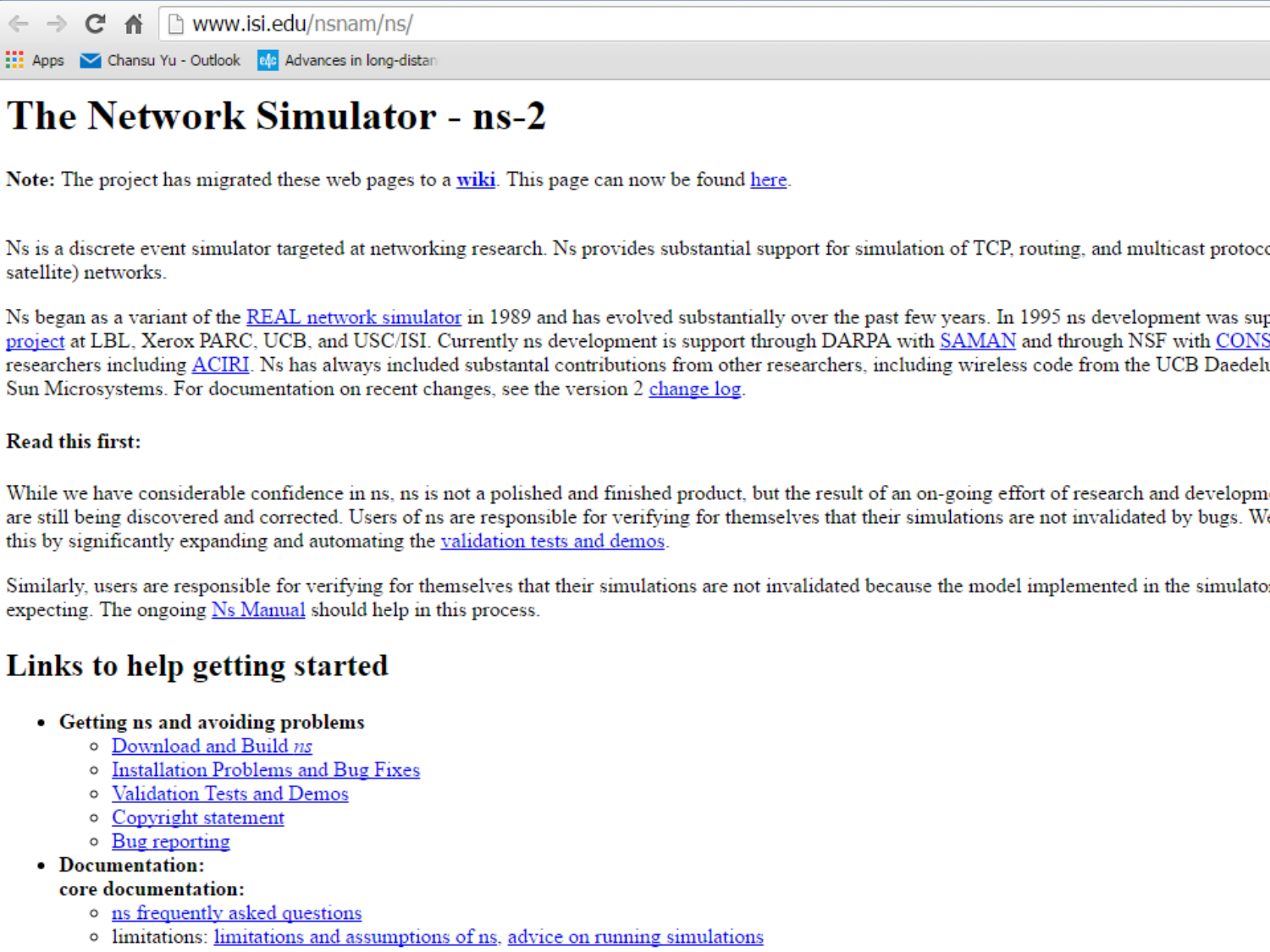# The Network Simulator - ns-2

**Note:** The project has migrated these web pages to a **wiki**. This page can now be found here.

Ns is a discrete event simulator targeted at networking research. Ns provides substantial support for simulation of TCP, routing, and multicast protoco satellite) networks.

Ns began as a variant of the REAL network simulator in 1989 and has evolved substantially over the past few years. In 1995 ns development was sup project at LBL, Xerox PARC, UCB, and USC/ISI. Currently ns development is support through DARPA with SAMAN and through NSF with CONS researchers including ACIRI. Ns has always included substantal contributions from other researchers, including wireless code from the UCB Daedelu Sun Microsystems. For documentation on recent changes, see the version 2 change log.

**Read this first:**

While we have considerable confidence in ns, ns is not a polished and finished product, but the result of an on-going effort of research and developm are still being discovered and corrected. Users of ns are responsible for verifying for themselves that their simulations are not invalidated by bugs. We this by significantly expanding and automating the validation tests and demos.

Similarly, users are responsible for verifying for themselves that their simulations are not invalidated because the model implemented in the simulato expecting. The ongoing Ns Manual should help in this process.

## Links to help getting started

- **Getting ns and avoiding problems**
  - Download and Build *ns*
  - Installation Problems and Bug Fixes
  - Validation Tests and Demos
  - Copyright statement
  - Bug reporting
- **Documentation:**
  **core documentation:**
  - ns frequently asked questions
  - limitations: limitations and assumptions of ns, advice on running simulations